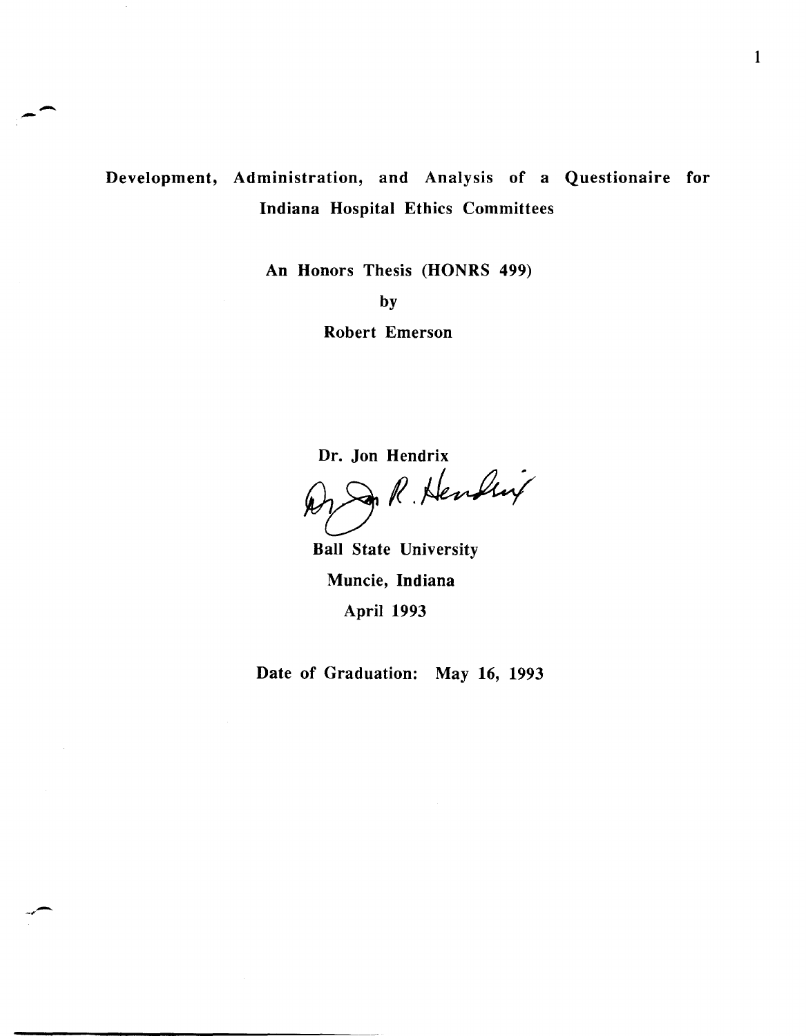# Development, Administration, and Analysis of a Questionaire for Indiana Hospital Ethics Committees

**An Honors Thesis (HONRS 499)**

**by**

**Robert Emerson**

**Dr. Jon Hendrix**

**Ball State University**

**Muncie, Indiana**

**April 1993**

**Date of Graduation: May 16, 1993**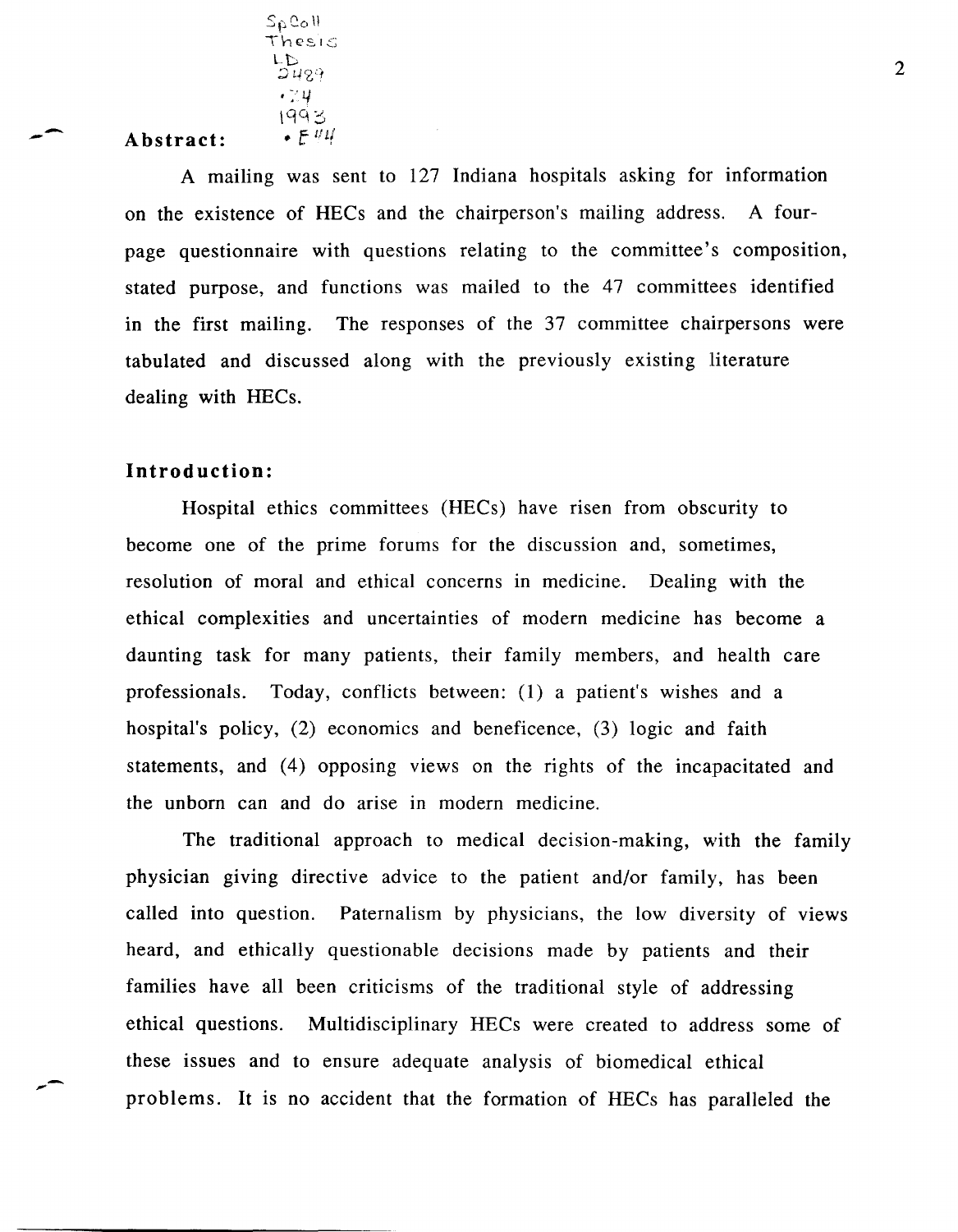SpColl
Thesis
LD
2489
.Z4
1993
.E44

## Abstract:

A mailing was sent to 127 Indiana hospitals asking for information on the existence of HECs and the chairperson's mailing address. A four-page questionnaire with questions relating to the committee's composition, stated purpose, and functions was mailed to the 47 committees identified in the first mailing. The responses of the 37 committee chairpersons were tabulated and discussed along with the previously existing literature dealing with HECs.

## Introduction:

Hospital ethics committees (HECs) have risen from obscurity to become one of the prime forums for the discussion and, sometimes, resolution of moral and ethical concerns in medicine. Dealing with the ethical complexities and uncertainties of modern medicine has become a daunting task for many patients, their family members, and health care professionals. Today, conflicts between: (1) a patient's wishes and a hospital's policy, (2) economics and beneficence, (3) logic and faith statements, and (4) opposing views on the rights of the incapacitated and the unborn can and do arise in modern medicine.

The traditional approach to medical decision-making, with the family physician giving directive advice to the patient and/or family, has been called into question. Paternalism by physicians, the low diversity of views heard, and ethically questionable decisions made by patients and their families have all been criticisms of the traditional style of addressing ethical questions. Multidisciplinary HECs were created to address some of these issues and to ensure adequate analysis of biomedical ethical problems. It is no accident that the formation of HECs has paralleled the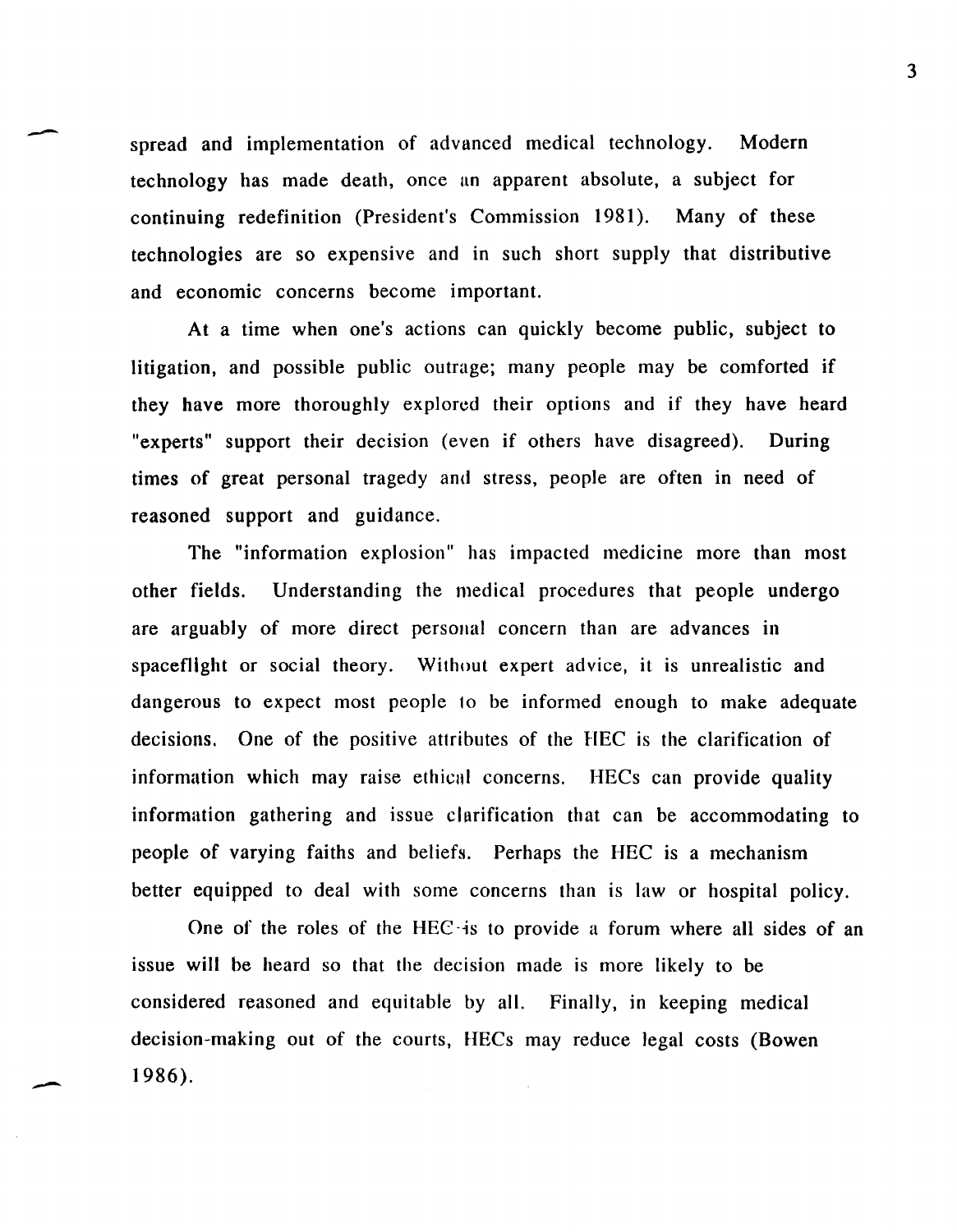spread and implementation of advanced medical technology. Modern technology has made death, once an apparent absolute, a subject for continuing redefinition (President's Commission 1981). Many of these technologies are so expensive and in such short supply that distributive and economic concerns become important.

At a time when one's actions can quickly become public, subject to litigation, and possible public outrage; many people may be comforted if they have more thoroughly explored their options and if they have heard "experts" support their decision (even if others have disagreed). During times of great personal tragedy and stress, people are often in need of reasoned support and guidance.

The "information explosion" has impacted medicine more than most other fields. Understanding the medical procedures that people undergo are arguably of more direct personal concern than are advances in spaceflight or social theory. Without expert advice, it is unrealistic and dangerous to expect most people to be informed enough to make adequate decisions. One of the positive attributes of the HEC is the clarification of information which may raise ethical concerns. HECs can provide quality information gathering and issue clarification that can be accommodating to people of varying faiths and beliefs. Perhaps the HEC is a mechanism better equipped to deal with some concerns than is law or hospital policy.

One of the roles of the HEC is to provide a forum where all sides of an issue will be heard so that the decision made is more likely to be considered reasoned and equitable by all. Finally, in keeping medical decision-making out of the courts, HECs may reduce legal costs (Bowen 1986).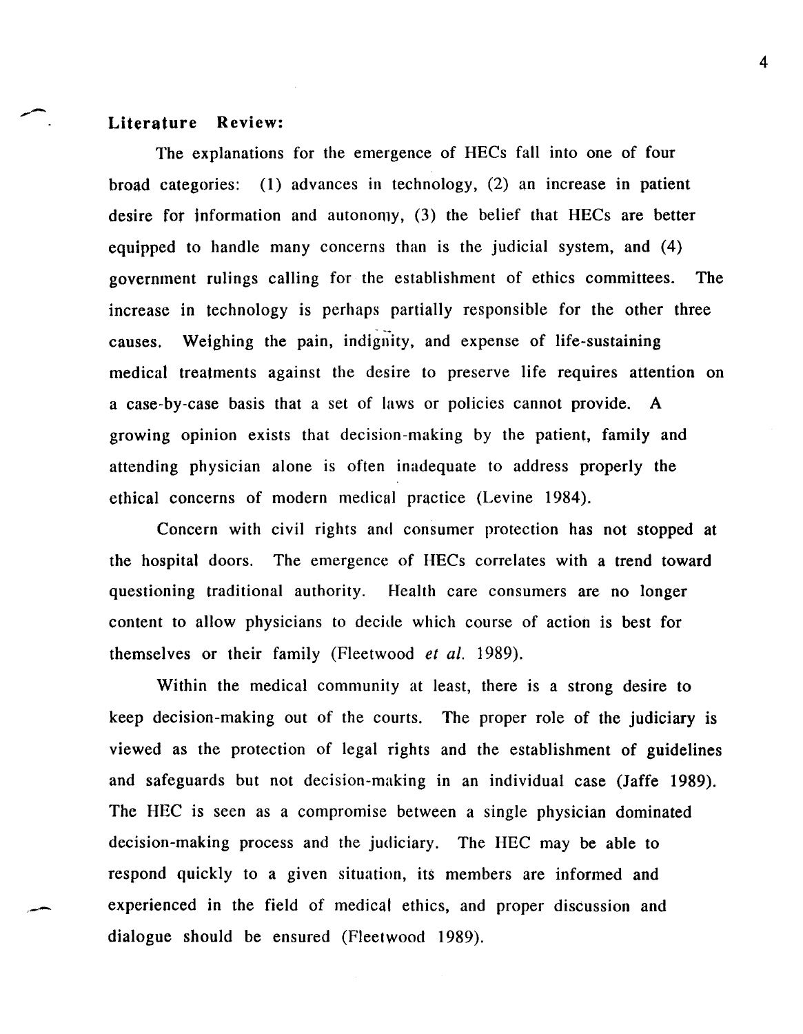**Literature Review:**

The explanations for the emergence of HECs fall into one of four broad categories: (1) advances in technology, (2) an increase in patient desire for information and autonomy, (3) the belief that HECs are better equipped to handle many concerns than is the judicial system, and (4) government rulings calling for the establishment of ethics committees. The increase in technology is perhaps partially responsible for the other three causes. Weighing the pain, indignity, and expense of life-sustaining medical treatments against the desire to preserve life requires attention on a case-by-case basis that a set of laws or policies cannot provide. A growing opinion exists that decision-making by the patient, family and attending physician alone is often inadequate to address properly the ethical concerns of modern medical practice (Levine 1984).

Concern with civil rights and consumer protection has not stopped at the hospital doors. The emergence of HECs correlates with a trend toward questioning traditional authority. Health care consumers are no longer content to allow physicians to decide which course of action is best for themselves or their family (Fleetwood *et al.* 1989).

Within the medical community at least, there is a strong desire to keep decision-making out of the courts. The proper role of the judiciary is viewed as the protection of legal rights and the establishment of guidelines and safeguards but not decision-making in an individual case (Jaffe 1989). The HEC is seen as a compromise between a single physician dominated decision-making process and the judiciary. The HEC may be able to respond quickly to a given situation, its members are informed and experienced in the field of medical ethics, and proper discussion and dialogue should be ensured (Fleetwood 1989).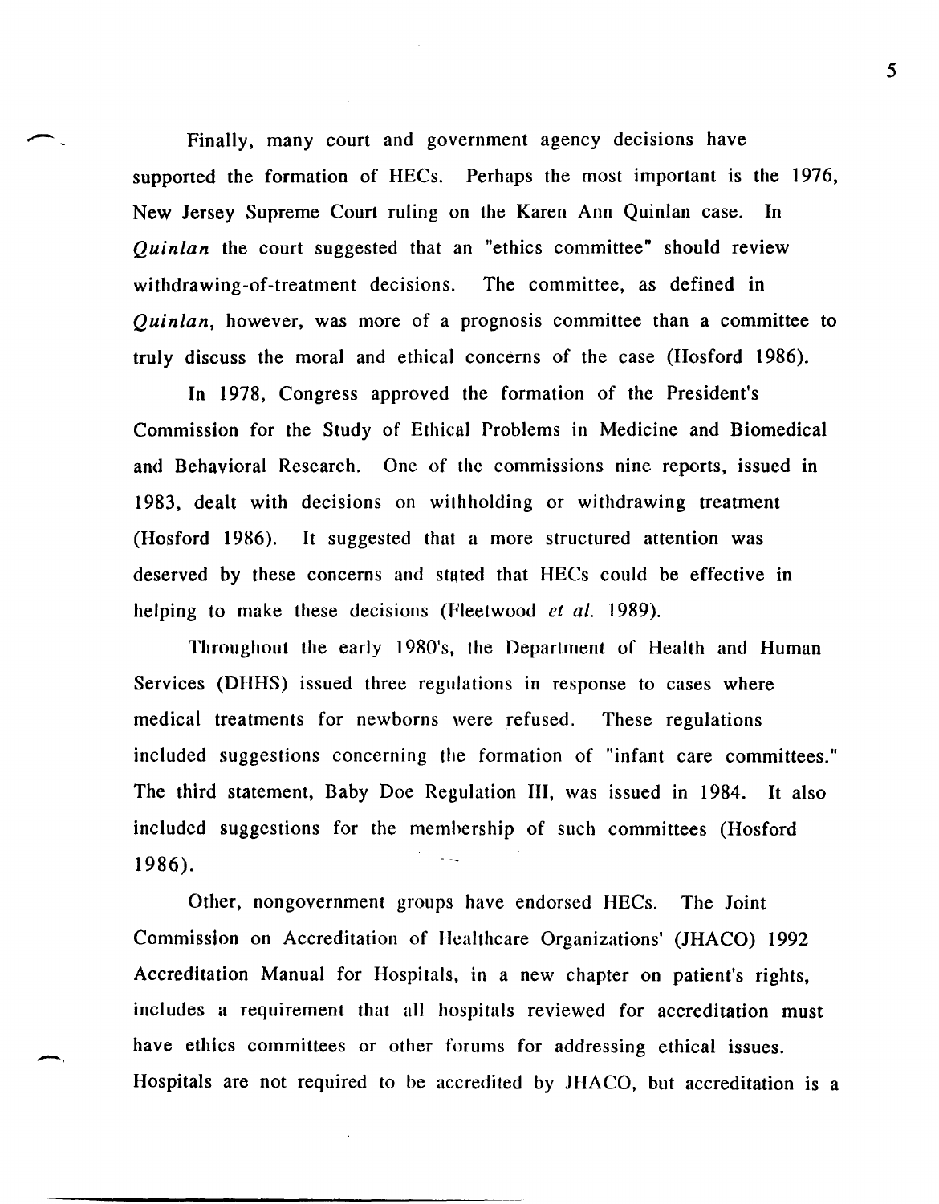Finally, many court and government agency decisions have supported the formation of HECs. Perhaps the most important is the 1976, New Jersey Supreme Court ruling on the Karen Ann Quinlan case. In *Quinlan* the court suggested that an "ethics committee" should review withdrawing-of-treatment decisions. The committee, as defined in *Quinlan*, however, was more of a prognosis committee than a committee to truly discuss the moral and ethical concerns of the case (Hosford 1986).

In 1978, Congress approved the formation of the President's Commission for the Study of Ethical Problems in Medicine and Biomedical and Behavioral Research. One of the commissions nine reports, issued in 1983, dealt with decisions on withholding or withdrawing treatment (Hosford 1986). It suggested that a more structured attention was deserved by these concerns and stated that HECs could be effective in helping to make these decisions (Fleetwood *et al.* 1989).

Throughout the early 1980's, the Department of Health and Human Services (DHHS) issued three regulations in response to cases where medical treatments for newborns were refused. These regulations included suggestions concerning the formation of "infant care committees." The third statement, Baby Doe Regulation III, was issued in 1984. It also included suggestions for the membership of such committees (Hosford 1986).

Other, nongovernment groups have endorsed HECs. The Joint Commission on Accreditation of Healthcare Organizations' (JHACO) 1992 Accreditation Manual for Hospitals, in a new chapter on patient's rights, includes a requirement that all hospitals reviewed for accreditation must have ethics committees or other forums for addressing ethical issues. Hospitals are not required to be accredited by JHACO, but accreditation is a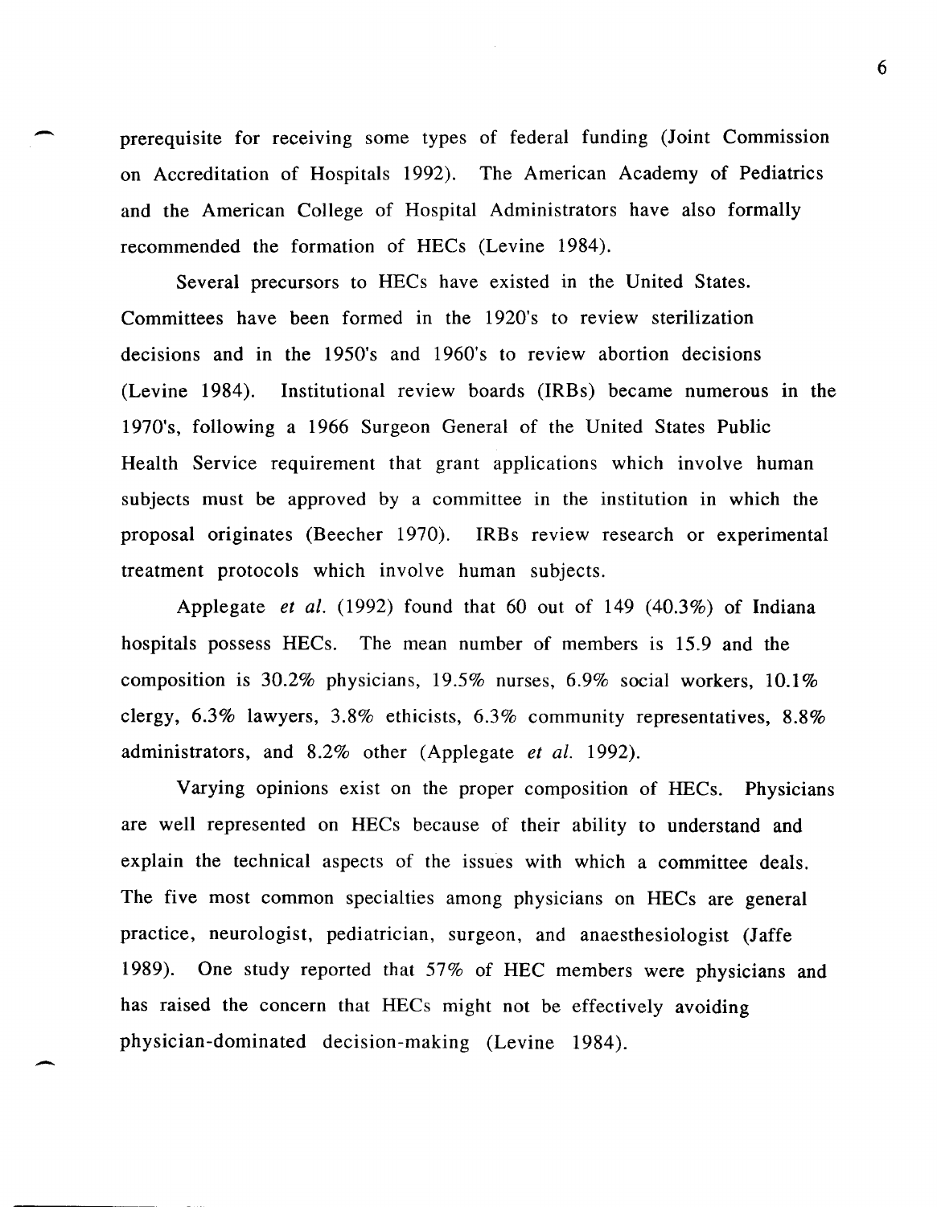prerequisite for receiving some types of federal funding (Joint Commission on Accreditation of Hospitals 1992). The American Academy of Pediatrics and the American College of Hospital Administrators have also formally recommended the formation of HECs (Levine 1984).

Several precursors to HECs have existed in the United States. Committees have been formed in the 1920's to review sterilization decisions and in the 1950's and 1960's to review abortion decisions (Levine 1984). Institutional review boards (IRBs) became numerous in the 1970's, following a 1966 Surgeon General of the United States Public Health Service requirement that grant applications which involve human subjects must be approved by a committee in the institution in which the proposal originates (Beecher 1970). IRBs review research or experimental treatment protocols which involve human subjects.

Applegate *et al.* (1992) found that 60 out of 149 (40.3%) of Indiana hospitals possess HECs. The mean number of members is 15.9 and the composition is 30.2% physicians, 19.5% nurses, 6.9% social workers, 10.1% clergy, 6.3% lawyers, 3.8% ethicists, 6.3% community representatives, 8.8% administrators, and 8.2% other (Applegate *et al.* 1992).

Varying opinions exist on the proper composition of HECs. Physicians are well represented on HECs because of their ability to understand and explain the technical aspects of the issues with which a committee deals. The five most common specialties among physicians on HECs are general practice, neurologist, pediatrician, surgeon, and anaesthesiologist (Jaffe 1989). One study reported that 57% of HEC members were physicians and has raised the concern that HECs might not be effectively avoiding physician-dominated decision-making (Levine 1984).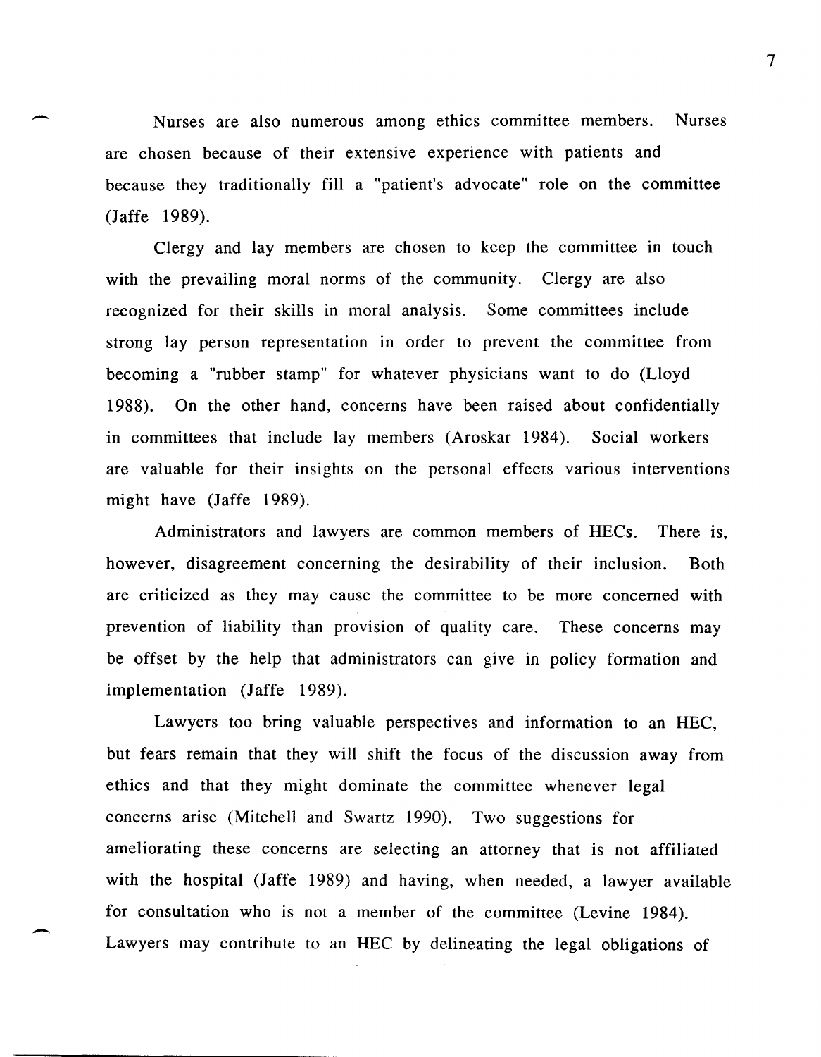Nurses are also numerous among ethics committee members. Nurses are chosen because of their extensive experience with patients and because they traditionally fill a "patient's advocate" role on the committee (Jaffe 1989).

Clergy and lay members are chosen to keep the committee in touch with the prevailing moral norms of the community. Clergy are also recognized for their skills in moral analysis. Some committees include strong lay person representation in order to prevent the committee from becoming a "rubber stamp" for whatever physicians want to do (Lloyd 1988). On the other hand, concerns have been raised about confidentially in committees that include lay members (Aroskar 1984). Social workers are valuable for their insights on the personal effects various interventions might have (Jaffe 1989).

Administrators and lawyers are common members of HECs. There is, however, disagreement concerning the desirability of their inclusion. Both are criticized as they may cause the committee to be more concerned with prevention of liability than provision of quality care. These concerns may be offset by the help that administrators can give in policy formation and implementation (Jaffe 1989).

Lawyers too bring valuable perspectives and information to an HEC, but fears remain that they will shift the focus of the discussion away from ethics and that they might dominate the committee whenever legal concerns arise (Mitchell and Swartz 1990). Two suggestions for ameliorating these concerns are selecting an attorney that is not affiliated with the hospital (Jaffe 1989) and having, when needed, a lawyer available for consultation who is not a member of the committee (Levine 1984). Lawyers may contribute to an HEC by delineating the legal obligations of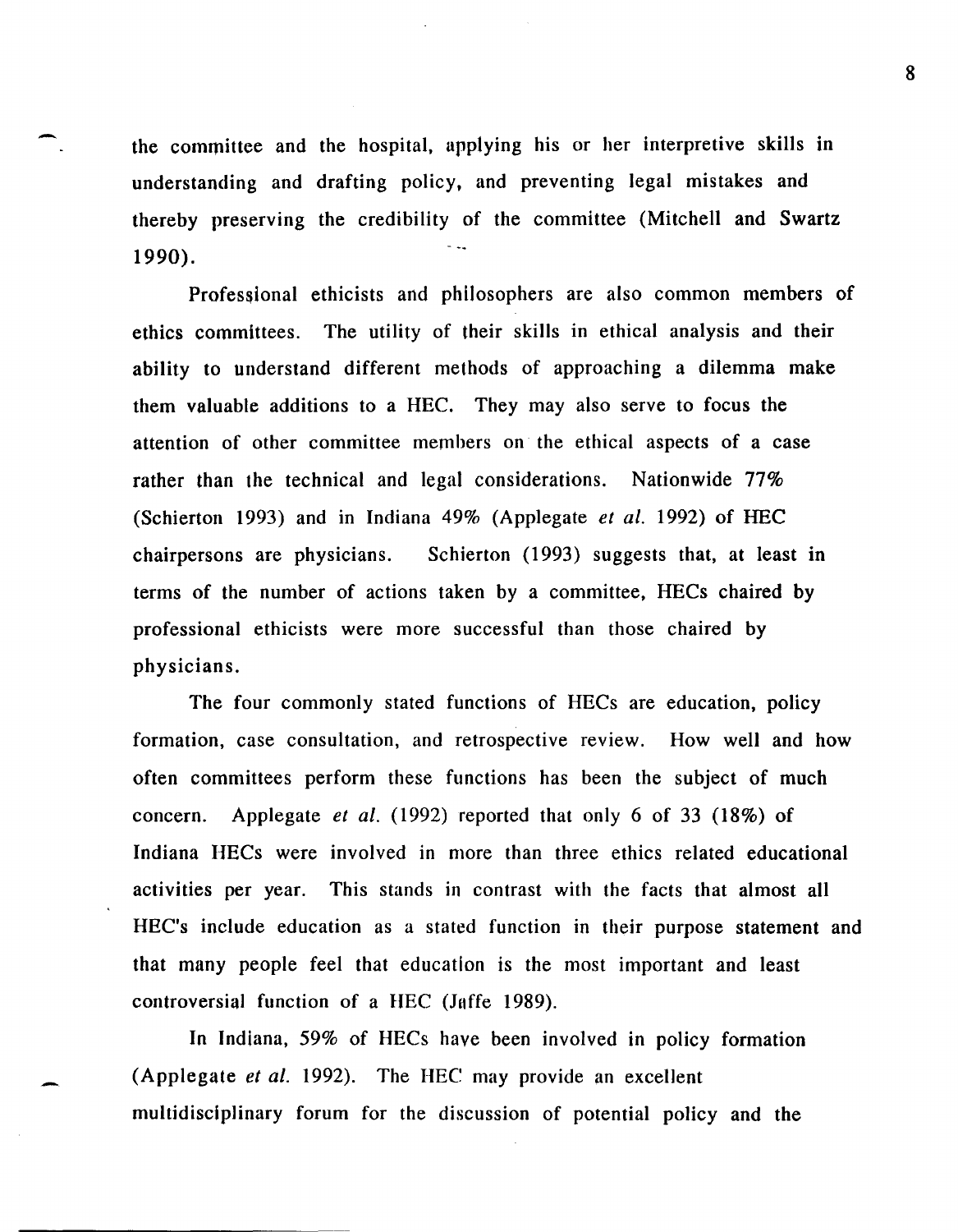the committee and the hospital, applying his or her interpretive skills in understanding and drafting policy, and preventing legal mistakes and thereby preserving the credibility of the committee (Mitchell and Swartz 1990).

Professional ethicists and philosophers are also common members of ethics committees. The utility of their skills in ethical analysis and their ability to understand different methods of approaching a dilemma make them valuable additions to a HEC. They may also serve to focus the attention of other committee members on the ethical aspects of a case rather than the technical and legal considerations. Nationwide 77% (Schierton 1993) and in Indiana 49% (Applegate *et al.* 1992) of HEC chairpersons are physicians. Schierton (1993) suggests that, at least in terms of the number of actions taken by a committee, HECs chaired by professional ethicists were more successful than those chaired by physicians.

The four commonly stated functions of HECs are education, policy formation, case consultation, and retrospective review. How well and how often committees perform these functions has been the subject of much concern. Applegate *et al.* (1992) reported that only 6 of 33 (18%) of Indiana HECs were involved in more than three ethics related educational activities per year. This stands in contrast with the facts that almost all HEC's include education as a stated function in their purpose statement and that many people feel that education is the most important and least controversial function of a HEC (Jaffe 1989).

In Indiana, 59% of HECs have been involved in policy formation (Applegate *et al.* 1992). The HEC may provide an excellent multidisciplinary forum for the discussion of potential policy and the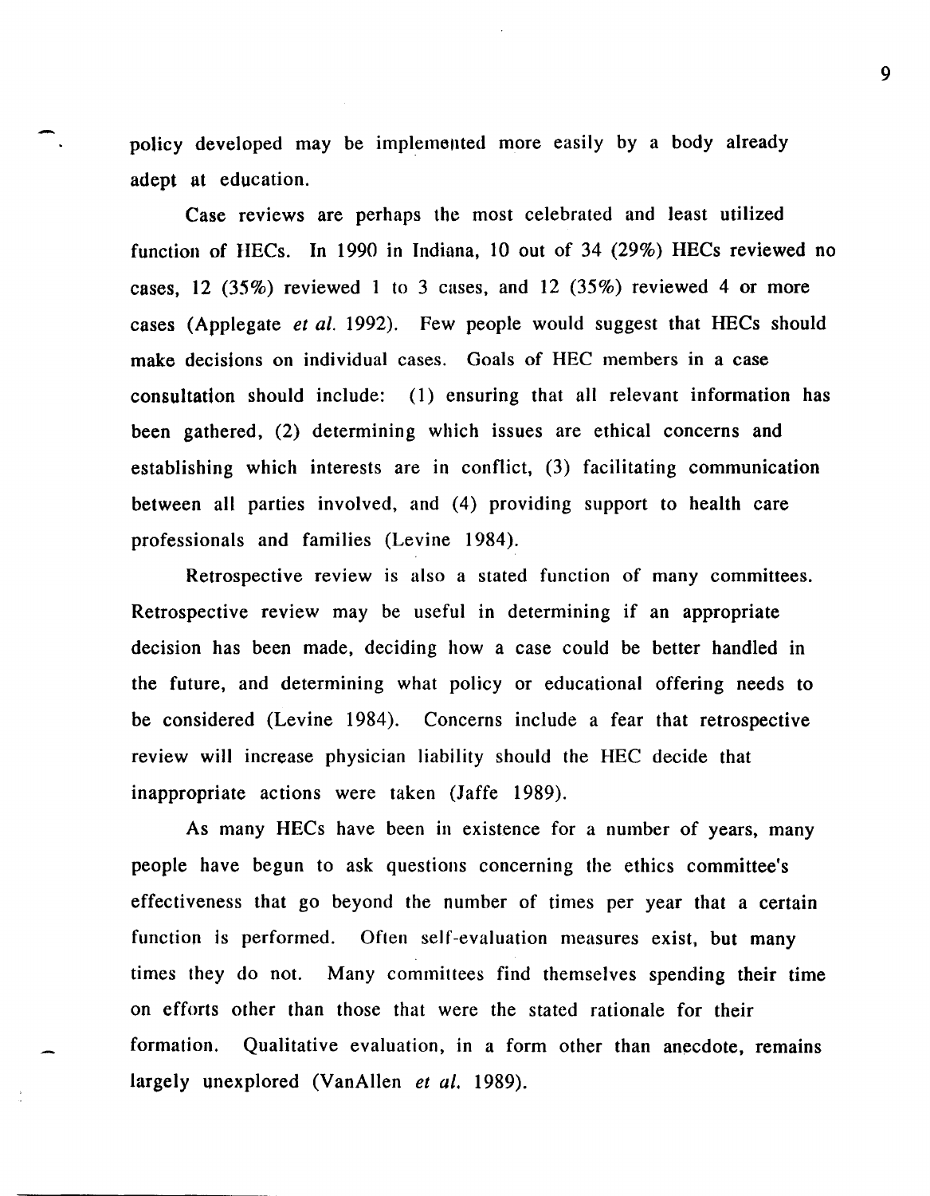policy developed may be implemented more easily by a body already adept at education.

Case reviews are perhaps the most celebrated and least utilized function of HECs. In 1990 in Indiana, 10 out of 34 (29%) HECs reviewed no cases, 12 (35%) reviewed 1 to 3 cases, and 12 (35%) reviewed 4 or more cases (Applegate *et al.* 1992). Few people would suggest that HECs should make decisions on individual cases. Goals of HEC members in a case consultation should include: (1) ensuring that all relevant information has been gathered, (2) determining which issues are ethical concerns and establishing which interests are in conflict, (3) facilitating communication between all parties involved, and (4) providing support to health care professionals and families (Levine 1984).

Retrospective review is also a stated function of many committees. Retrospective review may be useful in determining if an appropriate decision has been made, deciding how a case could be better handled in the future, and determining what policy or educational offering needs to be considered (Levine 1984). Concerns include a fear that retrospective review will increase physician liability should the HEC decide that inappropriate actions were taken (Jaffe 1989).

As many HECs have been in existence for a number of years, many people have begun to ask questions concerning the ethics committee's effectiveness that go beyond the number of times per year that a certain function is performed. Often self-evaluation measures exist, but many times they do not. Many committees find themselves spending their time on efforts other than those that were the stated rationale for their formation. Qualitative evaluation, in a form other than anecdote, remains largely unexplored (VanAllen *et al.* 1989).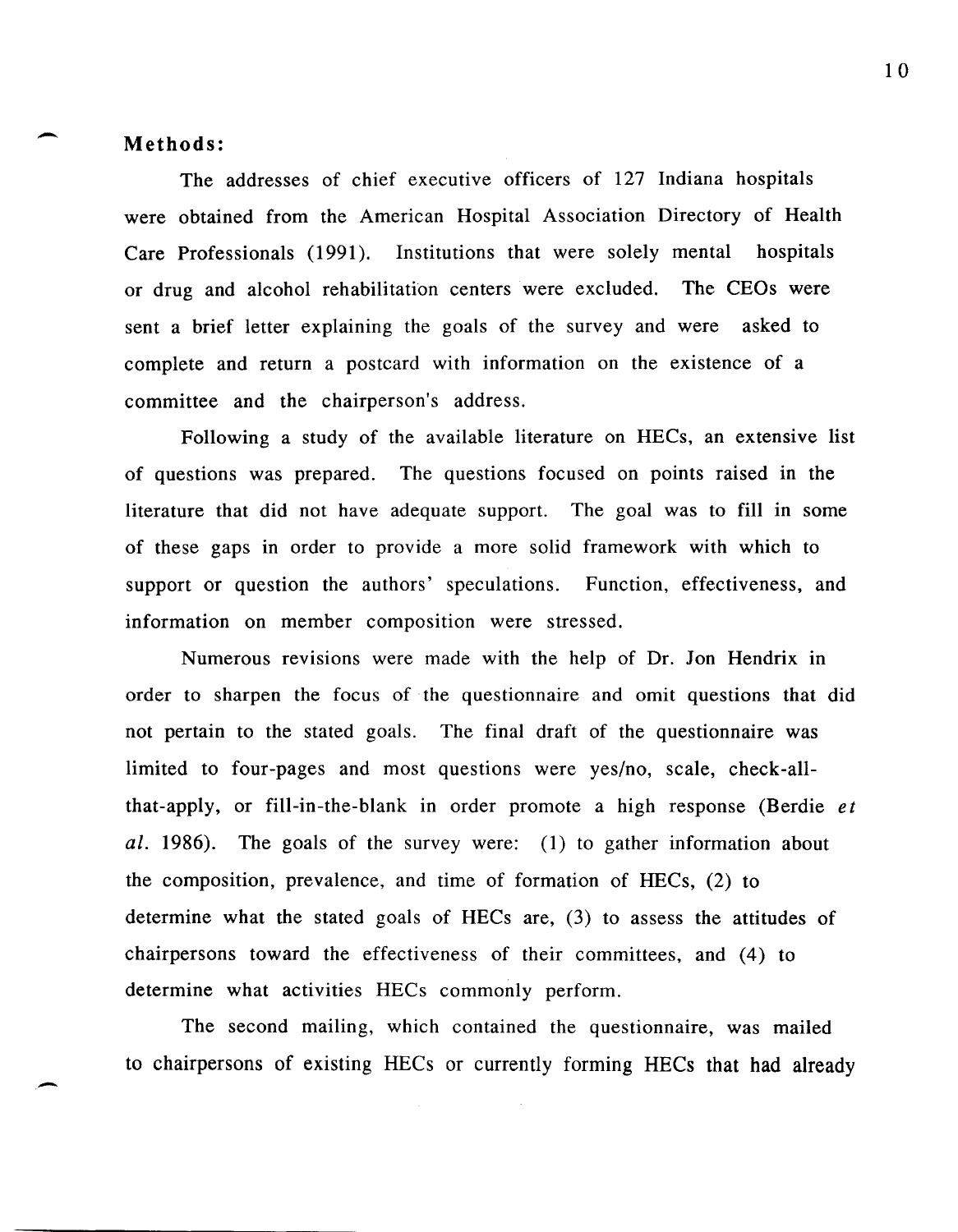**Methods:**

The addresses of chief executive officers of 127 Indiana hospitals were obtained from the American Hospital Association Directory of Health Care Professionals (1991). Institutions that were solely mental hospitals or drug and alcohol rehabilitation centers were excluded. The CEOs were sent a brief letter explaining the goals of the survey and were asked to complete and return a postcard with information on the existence of a committee and the chairperson's address.

Following a study of the available literature on HECs, an extensive list of questions was prepared. The questions focused on points raised in the literature that did not have adequate support. The goal was to fill in some of these gaps in order to provide a more solid framework with which to support or question the authors' speculations. Function, effectiveness, and information on member composition were stressed.

Numerous revisions were made with the help of Dr. Jon Hendrix in order to sharpen the focus of the questionnaire and omit questions that did not pertain to the stated goals. The final draft of the questionnaire was limited to four-pages and most questions were yes/no, scale, check-all-that-apply, or fill-in-the-blank in order promote a high response (Berdie *et al.* 1986). The goals of the survey were: (1) to gather information about the composition, prevalence, and time of formation of HECs, (2) to determine what the stated goals of HECs are, (3) to assess the attitudes of chairpersons toward the effectiveness of their committees, and (4) to determine what activities HECs commonly perform.

The second mailing, which contained the questionnaire, was mailed to chairpersons of existing HECs or currently forming HECs that had already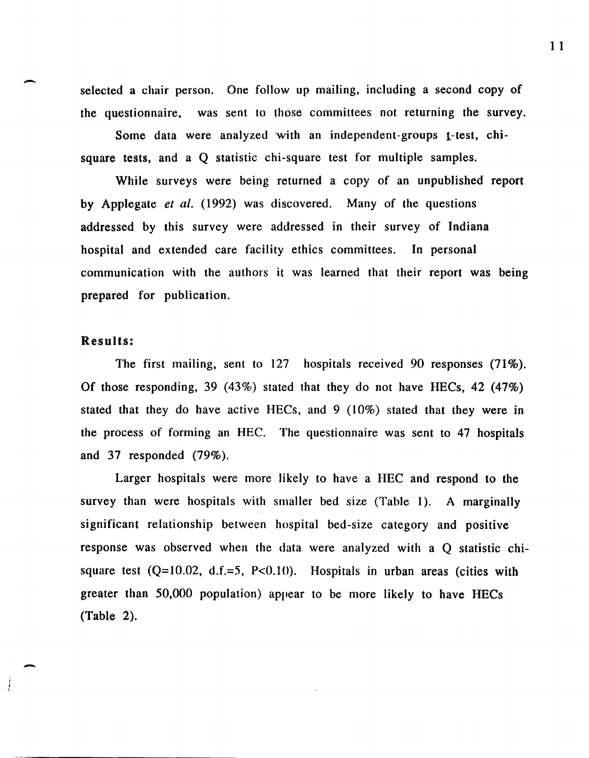selected a chair person. One follow up mailing, including a second copy of the questionnaire, was sent to those committees not returning the survey.

Some data were analyzed with an independent-groups *t*-test, chi-square tests, and a Q statistic chi-square test for multiple samples.

While surveys were being returned a copy of an unpublished report by Applegate *et al.* (1992) was discovered. Many of the questions addressed by this survey were addressed in their survey of Indiana hospital and extended care facility ethics committees. In personal communication with the authors it was learned that their report was being prepared for publication.

**Results:**

The first mailing, sent to 127 hospitals received 90 responses (71%). Of those responding, 39 (43%) stated that they do not have HECs, 42 (47%) stated that they do have active HECs, and 9 (10%) stated that they were in the process of forming an HEC. The questionnaire was sent to 47 hospitals and 37 responded (79%).

Larger hospitals were more likely to have a HEC and respond to the survey than were hospitals with smaller bed size (Table 1). A marginally significant relationship between hospital bed-size category and positive response was observed when the data were analyzed with a Q statistic chi-square test ($Q=10.02$, $d.f.=5$, $P<0.10$). Hospitals in urban areas (cities with greater than 50,000 population) appear to be more likely to have HECs (Table 2).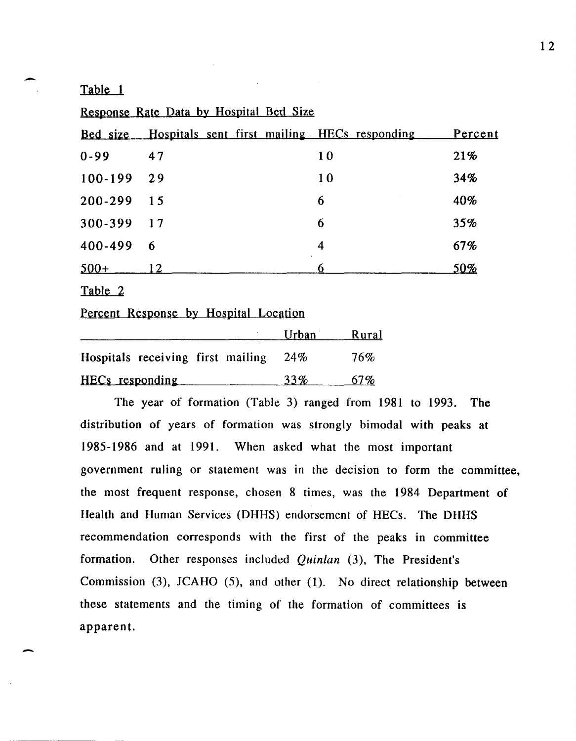Table 1

Response Rate Data by Hospital Bed Size

| Bed size | Hospitals sent first mailing | HECs responding | Percent |
|---|---|---|---|
| 0-99 | 47 | 10 | 21% |
| 100-199 | 29 | 10 | 34% |
| 200-299 | 15 | 6 | 40% |
| 300-399 | 17 | 6 | 35% |
| 400-499 | 6 | 4 | 67% |
| 500+ | 12 | 6 | 50% |

Table 2

Percent Response by Hospital Location

| | Urban | Rural |
|---|---|---|
| Hospitals receiving first mailing | 24% | 76% |
| HECs responding | 33% | 67% |

The year of formation (Table 3) ranged from 1981 to 1993. The distribution of years of formation was strongly bimodal with peaks at 1985-1986 and at 1991. When asked what the most important government ruling or statement was in the decision to form the committee, the most frequent response, chosen 8 times, was the 1984 Department of Health and Human Services (DHHS) endorsement of HECs. The DHHS recommendation corresponds with the first of the peaks in committee formation. Other responses included *Quinlan* (3), The President's Commission (3), JCAHO (5), and other (1). No direct relationship between these statements and the timing of the formation of committees is apparent.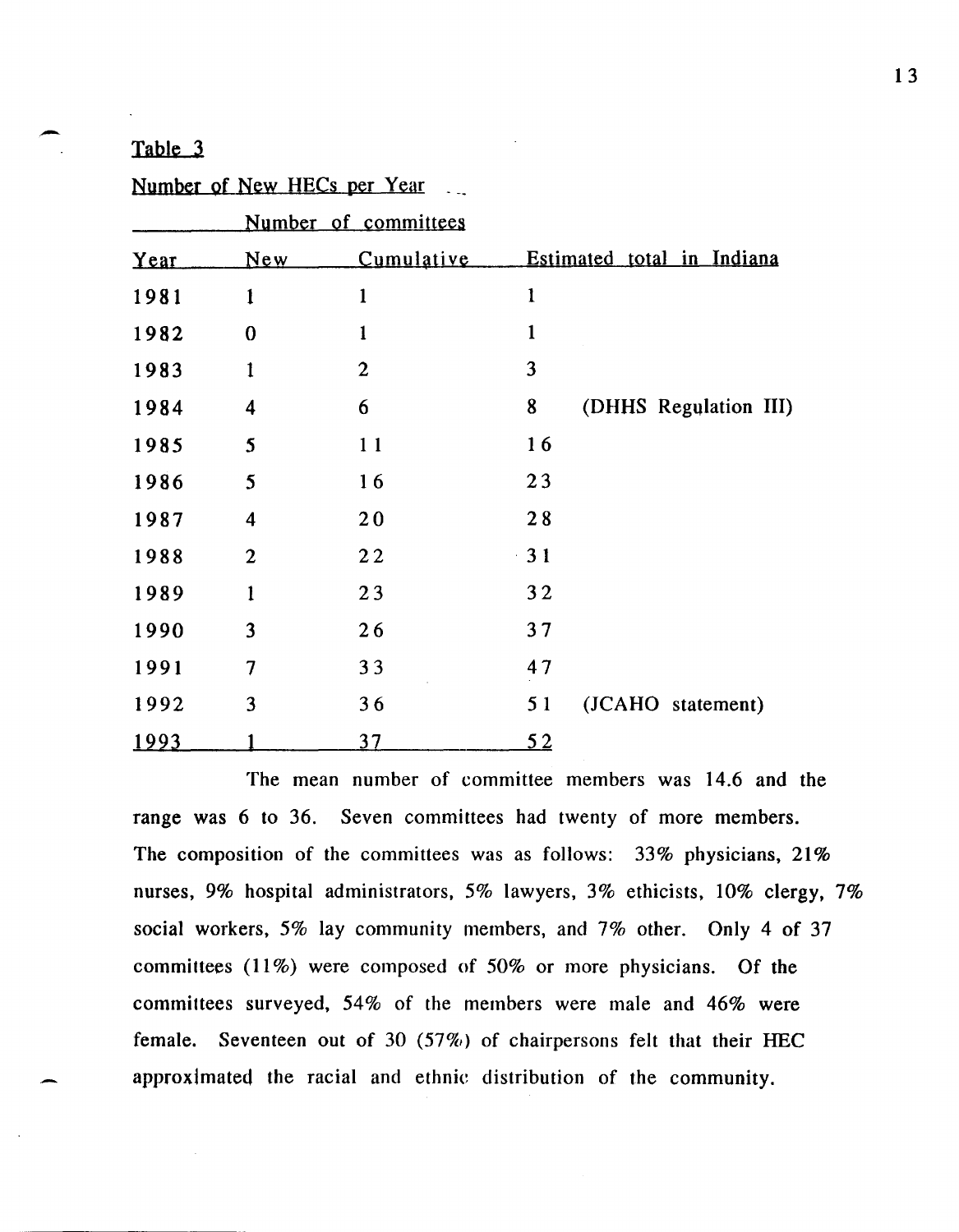Table 3

Number of New HECs per Year

| | Number of committees | | | |
|---|---|---|---|---|
| Year | New | Cumulative | Estimated total in Indiana | |
| 1981 | 1 | 1 | 1 | |
| 1982 | 0 | 1 | 1 | |
| 1983 | 1 | 2 | 3 | |
| 1984 | 4 | 6 | 8 | (DHHS Regulation III) |
| 1985 | 5 | 11 | 16 | |
| 1986 | 5 | 16 | 23 | |
| 1987 | 4 | 20 | 28 | |
| 1988 | 2 | 22 | 31 | |
| 1989 | 1 | 23 | 32 | |
| 1990 | 3 | 26 | 37 | |
| 1991 | 7 | 33 | 47 | |
| 1992 | 3 | 36 | 51 | (JCAHO statement) |
| 1993 | 1 | 37 | 52 | |

The mean number of committee members was 14.6 and the range was 6 to 36. Seven committees had twenty of more members. The composition of the committees was as follows: 33% physicians, 21% nurses, 9% hospital administrators, 5% lawyers, 3% ethicists, 10% clergy, 7% social workers, 5% lay community members, and 7% other. Only 4 of 37 committees (11%) were composed of 50% or more physicians. Of the committees surveyed, 54% of the members were male and 46% were female. Seventeen out of 30 (57%) of chairpersons felt that their HEC approximated the racial and ethnic distribution of the community.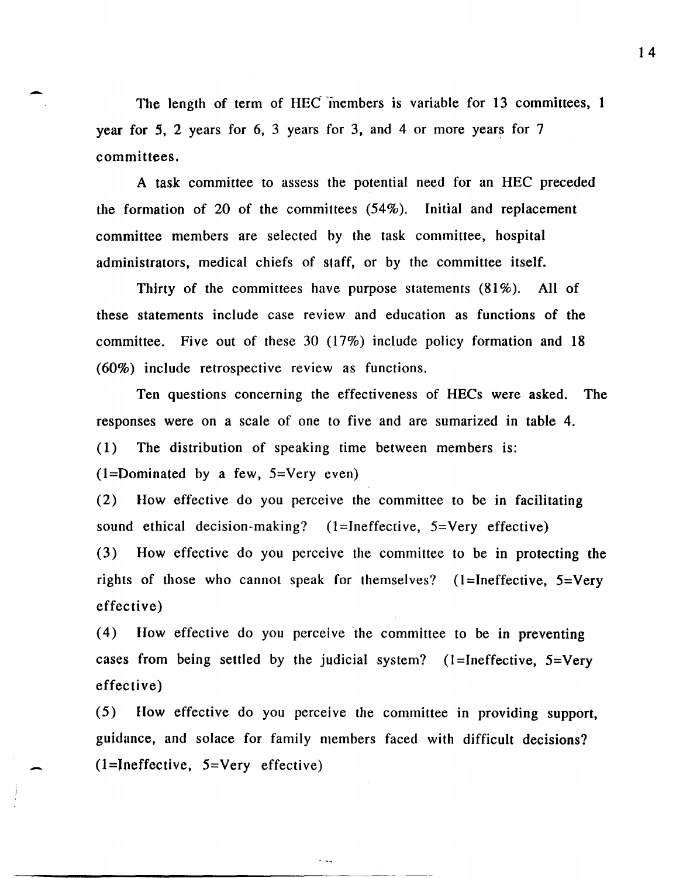The length of term of HEC members is variable for 13 committees, 1 year for 5, 2 years for 6, 3 years for 3, and 4 or more years for 7 committees.

A task committee to assess the potential need for an HEC preceded the formation of 20 of the committees (54%). Initial and replacement committee members are selected by the task committee, hospital administrators, medical chiefs of staff, or by the committee itself.

Thirty of the committees have purpose statements (81%). All of these statements include case review and education as functions of the committee. Five out of these 30 (17%) include policy formation and 18 (60%) include retrospective review as functions.

Ten questions concerning the effectiveness of HECs were asked. The responses were on a scale of one to five and are sumarized in table 4.

(1) The distribution of speaking time between members is: (1=Dominated by a few, 5=Very even)

(2) How effective do you perceive the committee to be in facilitating sound ethical decision-making? (1=Ineffective, 5=Very effective)

(3) How effective do you perceive the committee to be in protecting the rights of those who cannot speak for themselves? (1=Ineffective, 5=Very effective)

(4) How effective do you perceive the committee to be in preventing cases from being settled by the judicial system? (1=Ineffective, 5=Very effective)

(5) How effective do you perceive the committee in providing support, guidance, and solace for family members faced with difficult decisions? (1=Ineffective, 5=Very effective)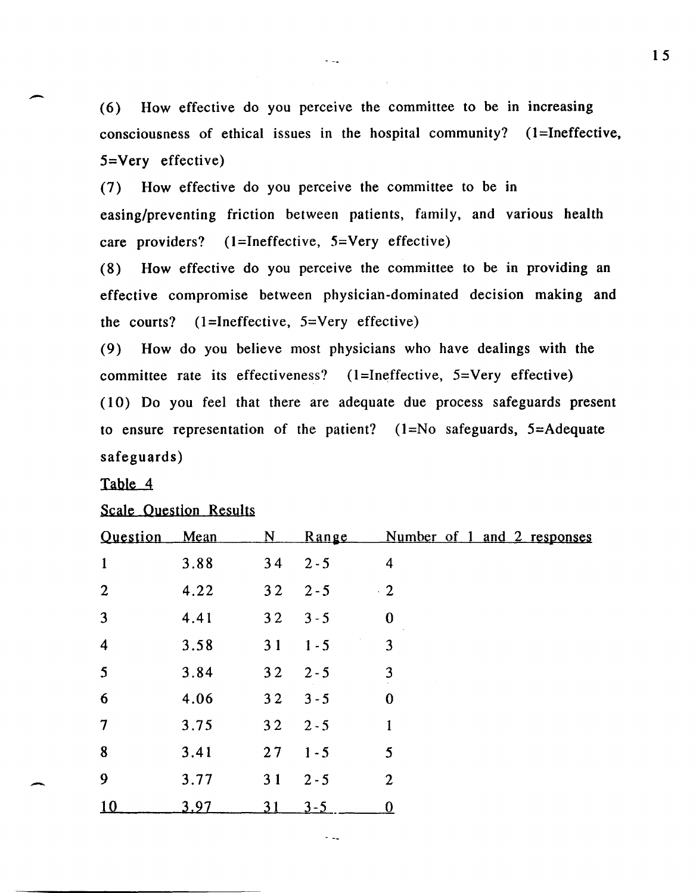(6) How effective do you perceive the committee to be in increasing consciousness of ethical issues in the hospital community? (1=Ineffective, 5=Very effective)

(7) How effective do you perceive the committee to be in easing/preventing friction between patients, family, and various health care providers? (1=Ineffective, 5=Very effective)

(8) How effective do you perceive the committee to be in providing an effective compromise between physician-dominated decision making and the courts? (1=Ineffective, 5=Very effective)

(9) How do you believe most physicians who have dealings with the committee rate its effectiveness? (1=Ineffective, 5=Very effective)

(10) Do you feel that there are adequate due process safeguards present to ensure representation of the patient? (1=No safeguards, 5=Adequate safeguards)

Table 4

Scale Question Results

| Question | Mean | N | Range | Number of 1 and 2 responses |
|---|---|---|---|---|
| 1 | 3.88 | 34 | 2-5 | 4 |
| 2 | 4.22 | 32 | 2-5 | 2 |
| 3 | 4.41 | 32 | 3-5 | 0 |
| 4 | 3.58 | 31 | 1-5 | 3 |
| 5 | 3.84 | 32 | 2-5 | 3 |
| 6 | 4.06 | 32 | 3-5 | 0 |
| 7 | 3.75 | 32 | 2-5 | 1 |
| 8 | 3.41 | 27 | 1-5 | 5 |
| 9 | 3.77 | 31 | 2-5 | 2 |
| 10 | 3.97 | 31 | 3-5 | 0 |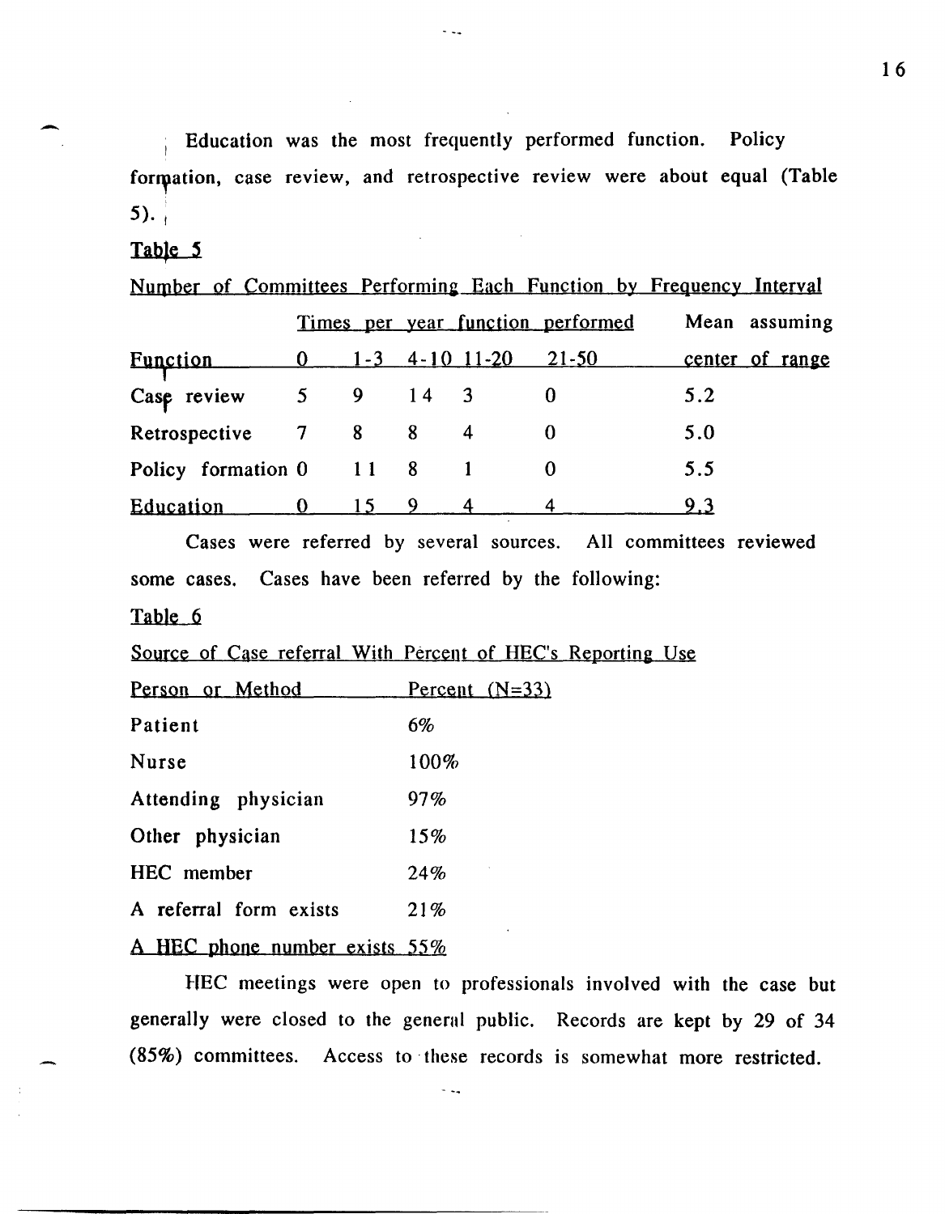Education was the most frequently performed function. Policy formation, case review, and retrospective review were about equal (Table 5).

Table 5

Number of Committees Performing Each Function by Frequency Interval

| | Times per year function performed | | | | | Mean assuming |
|---|---|---|---|---|---|---|
| Function | 0 | 1-3 | 4-10 | 11-20 | 21-50 | center of range |
| Case review | 5 | 9 | 14 | 3 | 0 | 5.2 |
| Retrospective | 7 | 8 | 8 | 4 | 0 | 5.0 |
| Policy formation | 0 | 11 | 8 | 1 | 0 | 5.5 |
| Education | 0 | 15 | 9 | 4 | 4 | 9.3 |

Cases were referred by several sources. All committees reviewed some cases. Cases have been referred by the following:

Table 6

Source of Case referral With Percent of HEC's Reporting Use

| Person or Method | Percent (N=33) |
|---|---|
| Patient | 6% |
| Nurse | 100% |
| Attending physician | 97% |
| Other physician | 15% |
| HEC member | 24% |
| A referral form exists | 21% |
| A HEC phone number exists | 55% |

HEC meetings were open to professionals involved with the case but generally were closed to the general public. Records are kept by 29 of 34 (85%) committees. Access to these records is somewhat more restricted.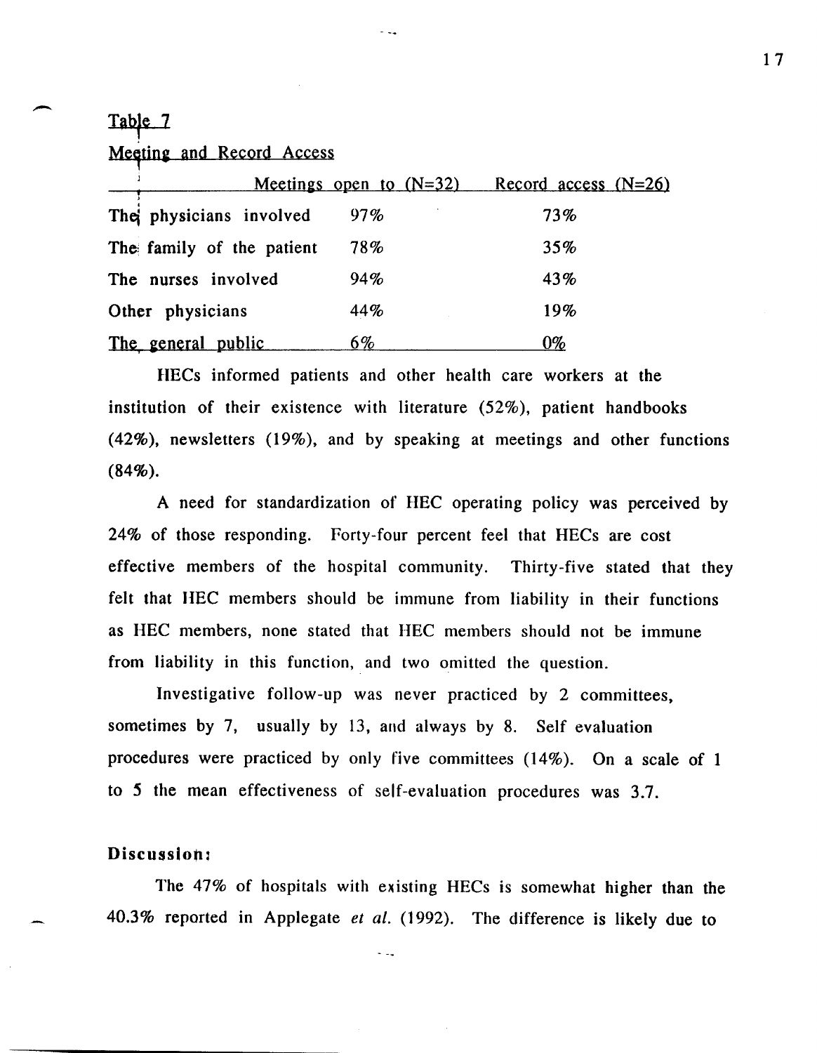Table 7

Meeting and Record Access

| | Meetings open to (N=32) | Record access (N=26) |
|---|---|---|
| The physicians involved | 97% | 73% |
| The family of the patient | 78% | 35% |
| The nurses involved | 94% | 43% |
| Other physicians | 44% | 19% |
| The general public | 6% | 0% |

HECs informed patients and other health care workers at the institution of their existence with literature (52%), patient handbooks (42%), newsletters (19%), and by speaking at meetings and other functions (84%).

A need for standardization of HEC operating policy was perceived by 24% of those responding. Forty-four percent feel that HECs are cost effective members of the hospital community. Thirty-five stated that they felt that HEC members should be immune from liability in their functions as HEC members, none stated that HEC members should not be immune from liability in this function, and two omitted the question.

Investigative follow-up was never practiced by 2 committees, sometimes by 7, usually by 13, and always by 8. Self evaluation procedures were practiced by only five committees (14%). On a scale of 1 to 5 the mean effectiveness of self-evaluation procedures was 3.7.

**Discussion:**

The 47% of hospitals with existing HECs is somewhat higher than the 40.3% reported in Applegate *et al.* (1992). The difference is likely due to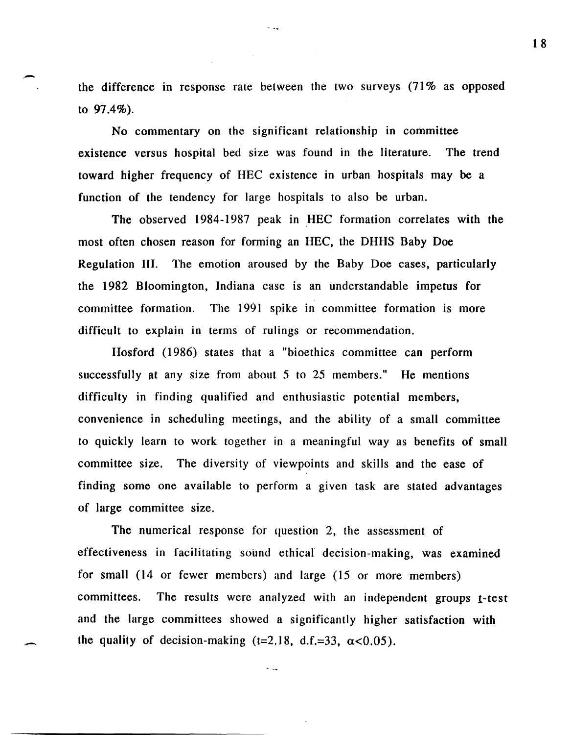the difference in response rate between the two surveys (71% as opposed to 97.4%).

No commentary on the significant relationship in committee existence versus hospital bed size was found in the literature. The trend toward higher frequency of HEC existence in urban hospitals may be a function of the tendency for large hospitals to also be urban.

The observed 1984-1987 peak in HEC formation correlates with the most often chosen reason for forming an HEC, the DHHS Baby Doe Regulation III. The emotion aroused by the Baby Doe cases, particularly the 1982 Bloomington, Indiana case is an understandable impetus for committee formation. The 1991 spike in committee formation is more difficult to explain in terms of rulings or recommendation.

Hosford (1986) states that a "bioethics committee can perform successfully at any size from about 5 to 25 members." He mentions difficulty in finding qualified and enthusiastic potential members, convenience in scheduling meetings, and the ability of a small committee to quickly learn to work together in a meaningful way as benefits of small committee size. The diversity of viewpoints and skills and the ease of finding some one available to perform a given task are stated advantages of large committee size.

The numerical response for question 2, the assessment of effectiveness in facilitating sound ethical decision-making, was examined for small (14 or fewer members) and large (15 or more members) committees. The results were analyzed with an independent groups *t*-test and the large committees showed a significantly higher satisfaction with the quality of decision-making ($t=2.18$, $d.f.=33$, $\alpha<0.05$).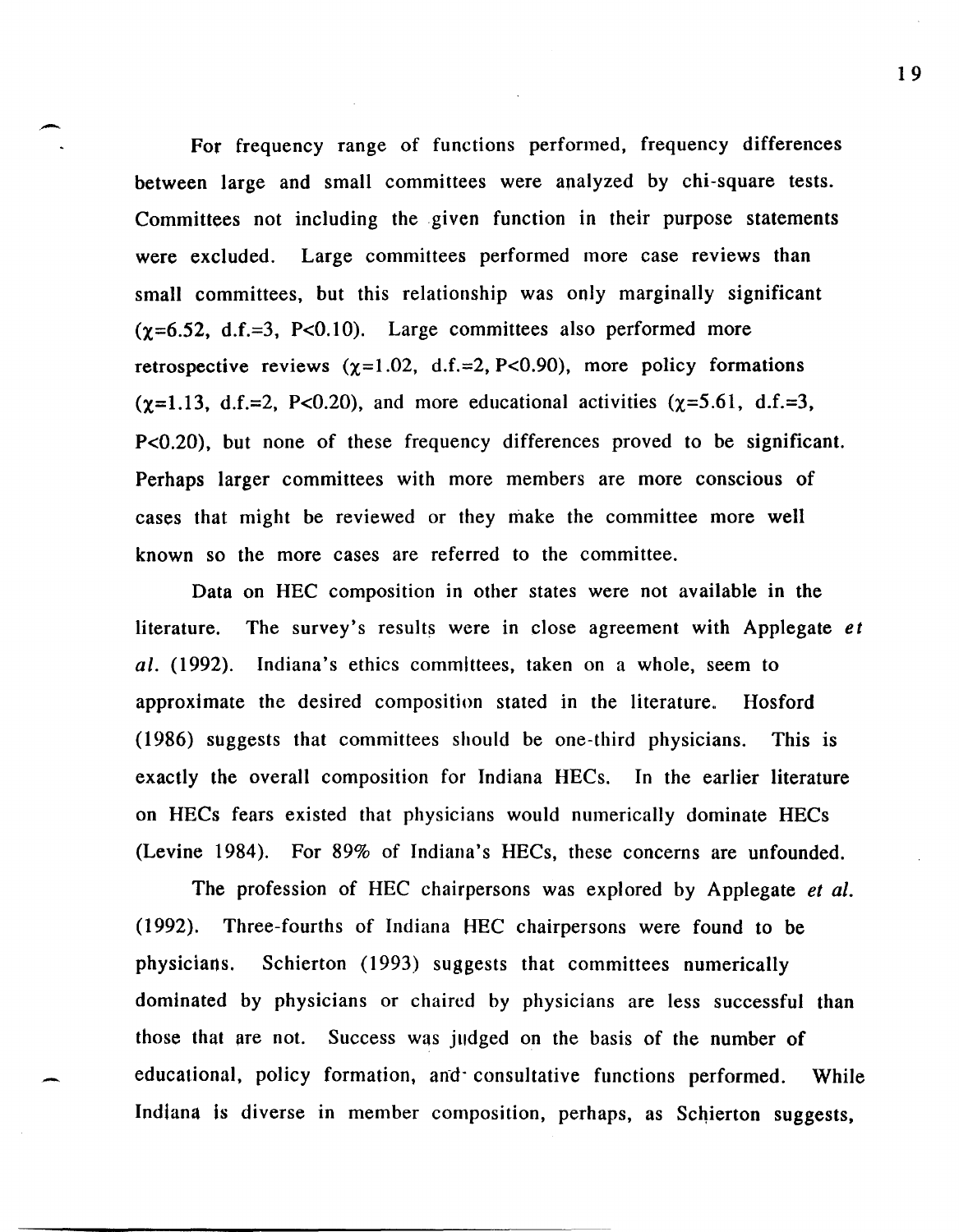For frequency range of functions performed, frequency differences between large and small committees were analyzed by chi-square tests. Committees not including the given function in their purpose statements were excluded. Large committees performed more case reviews than small committees, but this relationship was only marginally significant ($\chi$=6.52, d.f.=3, $P<0.10$). Large committees also performed more retrospective reviews ($\chi$=1.02, d.f.=2, $P<0.90$), more policy formations ($\chi$=1.13, d.f.=2, $P<0.20$), and more educational activities ($\chi$=5.61, d.f.=3, $P<0.20$), but none of these frequency differences proved to be significant. Perhaps larger committees with more members are more conscious of cases that might be reviewed or they make the committee more well known so the more cases are referred to the committee.

Data on HEC composition in other states were not available in the literature. The survey's results were in close agreement with Applegate *et al.* (1992). Indiana's ethics committees, taken on a whole, seem to approximate the desired composition stated in the literature. Hosford (1986) suggests that committees should be one-third physicians. This is exactly the overall composition for Indiana HECs. In the earlier literature on HECs fears existed that physicians would numerically dominate HECs (Levine 1984). For 89% of Indiana's HECs, these concerns are unfounded.

The profession of HEC chairpersons was explored by Applegate *et al.* (1992). Three-fourths of Indiana HEC chairpersons were found to be physicians. Schierton (1993) suggests that committees numerically dominated by physicians or chaired by physicians are less successful than those that are not. Success was judged on the basis of the number of educational, policy formation, and consultative functions performed. While Indiana is diverse in member composition, perhaps, as Schierton suggests,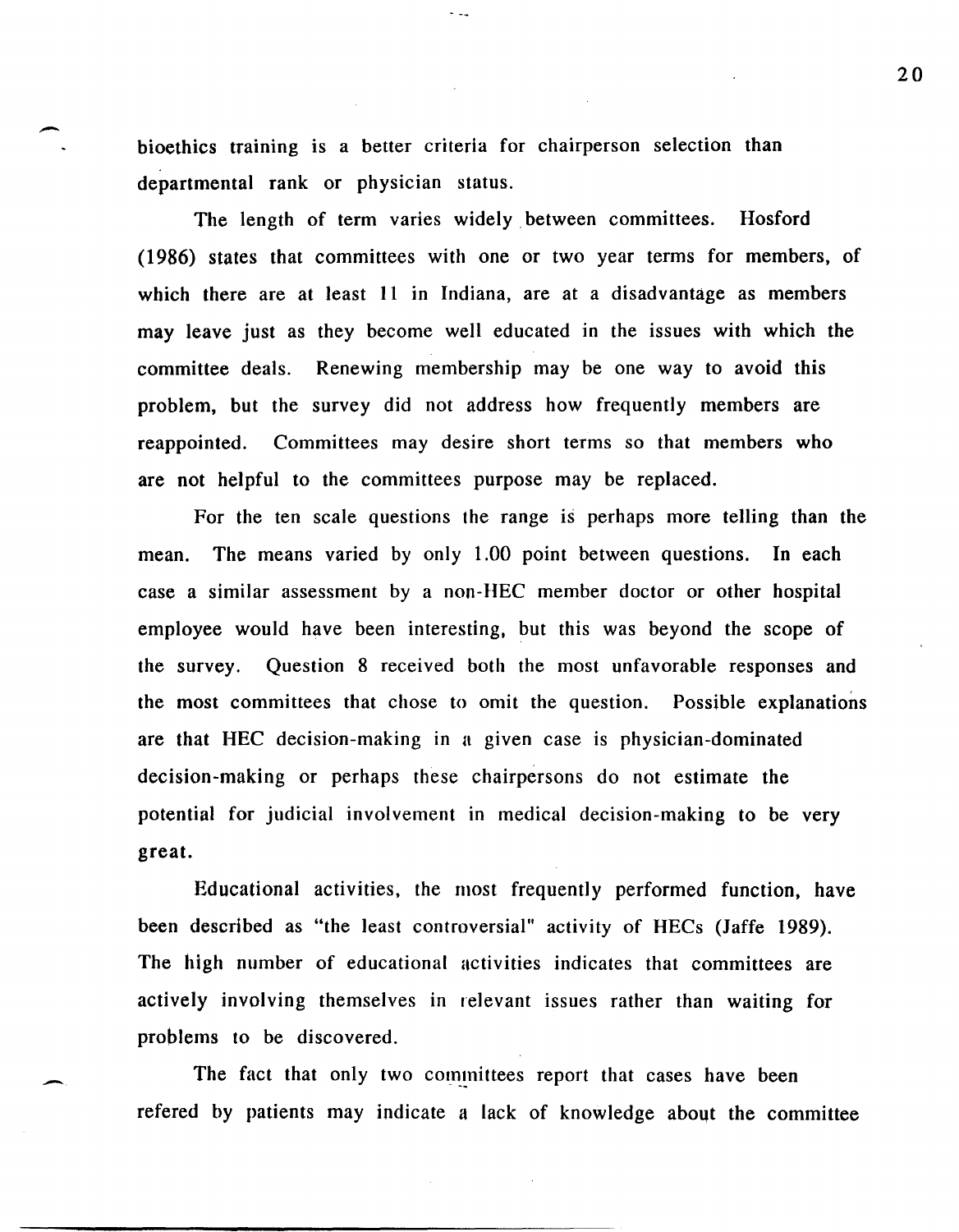bioethics training is a better criteria for chairperson selection than departmental rank or physician status.

The length of term varies widely between committees. Hosford (1986) states that committees with one or two year terms for members, of which there are at least 11 in Indiana, are at a disadvantage as members may leave just as they become well educated in the issues with which the committee deals. Renewing membership may be one way to avoid this problem, but the survey did not address how frequently members are reappointed. Committees may desire short terms so that members who are not helpful to the committees purpose may be replaced.

For the ten scale questions the range is perhaps more telling than the mean. The means varied by only 1.00 point between questions. In each case a similar assessment by a non-HEC member doctor or other hospital employee would have been interesting, but this was beyond the scope of the survey. Question 8 received both the most unfavorable responses and the most committees that chose to omit the question. Possible explanations are that HEC decision-making in a given case is physician-dominated decision-making or perhaps these chairpersons do not estimate the potential for judicial involvement in medical decision-making to be very great.

Educational activities, the most frequently performed function, have been described as "the least controversial" activity of HECs (Jaffe 1989). The high number of educational activities indicates that committees are actively involving themselves in relevant issues rather than waiting for problems to be discovered.

The fact that only two committees report that cases have been refered by patients may indicate a lack of knowledge about the committee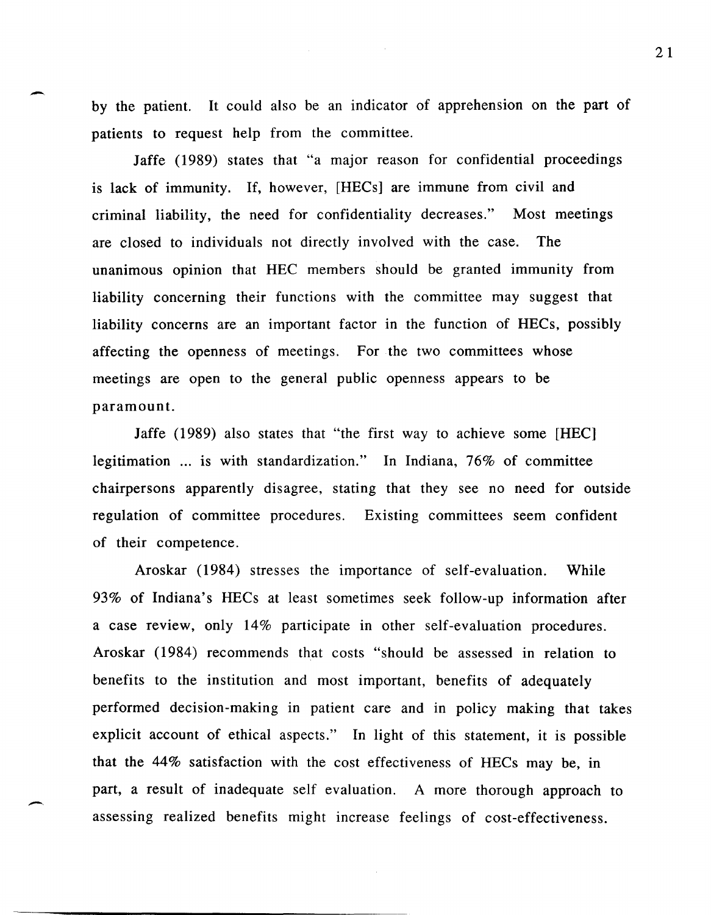by the patient. It could also be an indicator of apprehension on the part of patients to request help from the committee.

Jaffe (1989) states that "a major reason for confidential proceedings is lack of immunity. If, however, [HECs] are immune from civil and criminal liability, the need for confidentiality decreases." Most meetings are closed to individuals not directly involved with the case. The unanimous opinion that HEC members should be granted immunity from liability concerning their functions with the committee may suggest that liability concerns are an important factor in the function of HECs, possibly affecting the openness of meetings. For the two committees whose meetings are open to the general public openness appears to be paramount.

Jaffe (1989) also states that "the first way to achieve some [HEC] legitimation ... is with standardization." In Indiana, 76% of committee chairpersons apparently disagree, stating that they see no need for outside regulation of committee procedures. Existing committees seem confident of their competence.

Aroskar (1984) stresses the importance of self-evaluation. While 93% of Indiana's HECs at least sometimes seek follow-up information after a case review, only 14% participate in other self-evaluation procedures. Aroskar (1984) recommends that costs "should be assessed in relation to benefits to the institution and most important, benefits of adequately performed decision-making in patient care and in policy making that takes explicit account of ethical aspects." In light of this statement, it is possible that the 44% satisfaction with the cost effectiveness of HECs may be, in part, a result of inadequate self evaluation. A more thorough approach to assessing realized benefits might increase feelings of cost-effectiveness.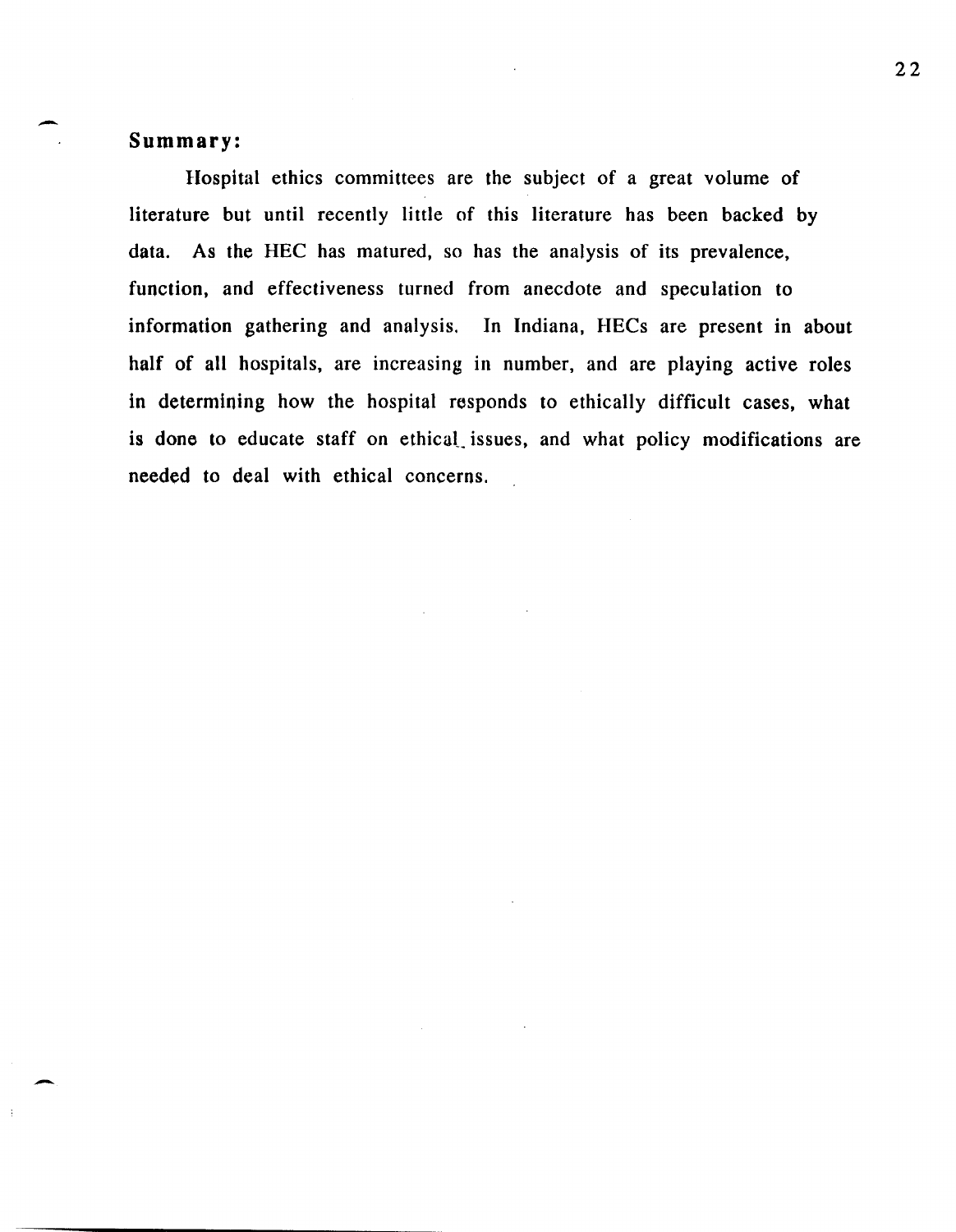**Summary:**

Hospital ethics committees are the subject of a great volume of literature but until recently little of this literature has been backed by data. As the HEC has matured, so has the analysis of its prevalence, function, and effectiveness turned from anecdote and speculation to information gathering and analysis. In Indiana, HECs are present in about half of all hospitals, are increasing in number, and are playing active roles in determining how the hospital responds to ethically difficult cases, what is done to educate staff on ethical issues, and what policy modifications are needed to deal with ethical concerns.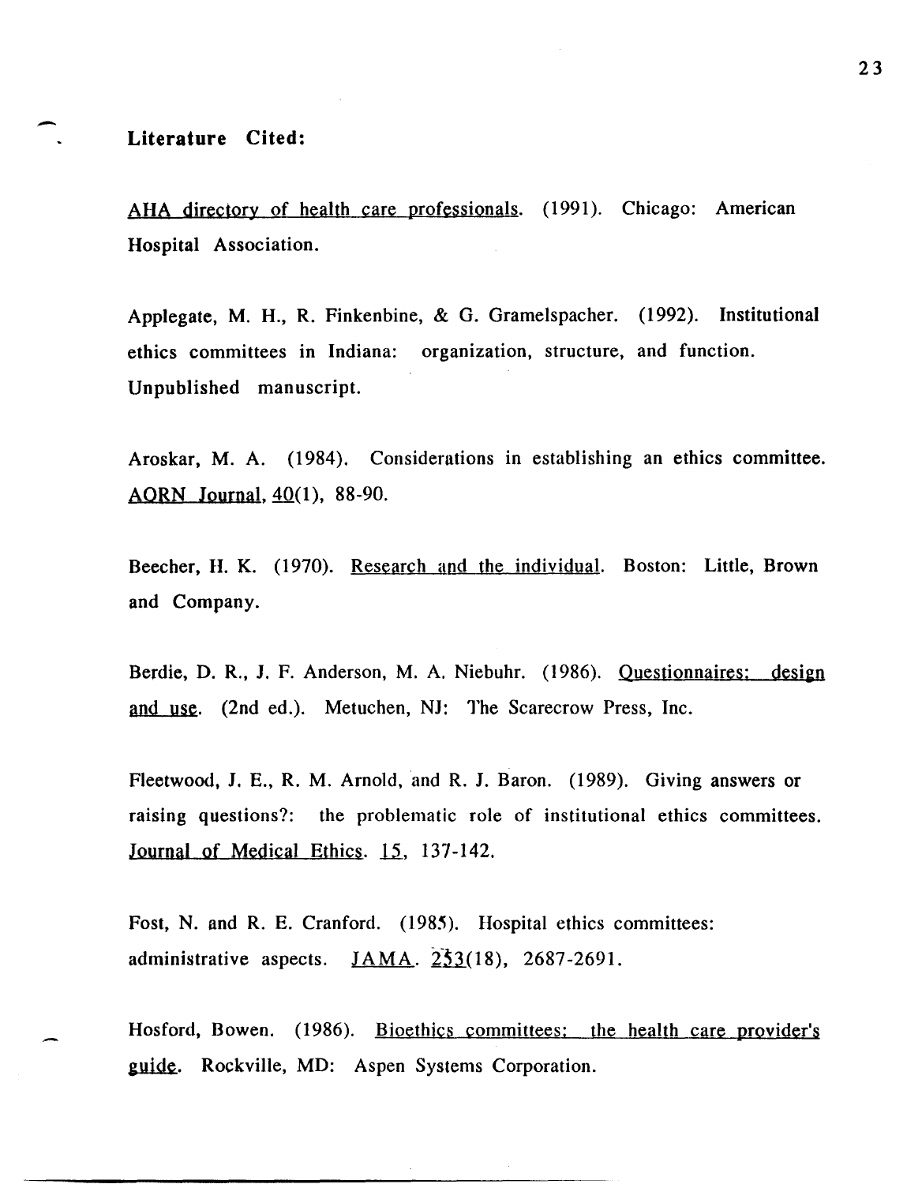**Literature Cited:**

AHA directory of health care professionals. (1991). Chicago: American Hospital Association.

Applegate, M. H., R. Finkenbine, & G. Gramelspacher. (1992). Institutional ethics committees in Indiana: organization, structure, and function. Unpublished manuscript.

Aroskar, M. A. (1984). Considerations in establishing an ethics committee. AORN Journal, 40(1), 88-90.

Beecher, H. K. (1970). Research and the individual. Boston: Little, Brown and Company.

Berdie, D. R., J. F. Anderson, M. A. Niebuhr. (1986). Questionnaires: design and use. (2nd ed.). Metuchen, NJ: The Scarecrow Press, Inc.

Fleetwood, J. E., R. M. Arnold, and R. J. Baron. (1989). Giving answers or raising questions?: the problematic role of institutional ethics committees. Journal of Medical Ethics. 15, 137-142.

Fost, N. and R. E. Cranford. (1985). Hospital ethics committees: administrative aspects. JAMA. 253(18), 2687-2691.

Hosford, Bowen. (1986). Bioethics committees: the health care provider's guide. Rockville, MD: Aspen Systems Corporation.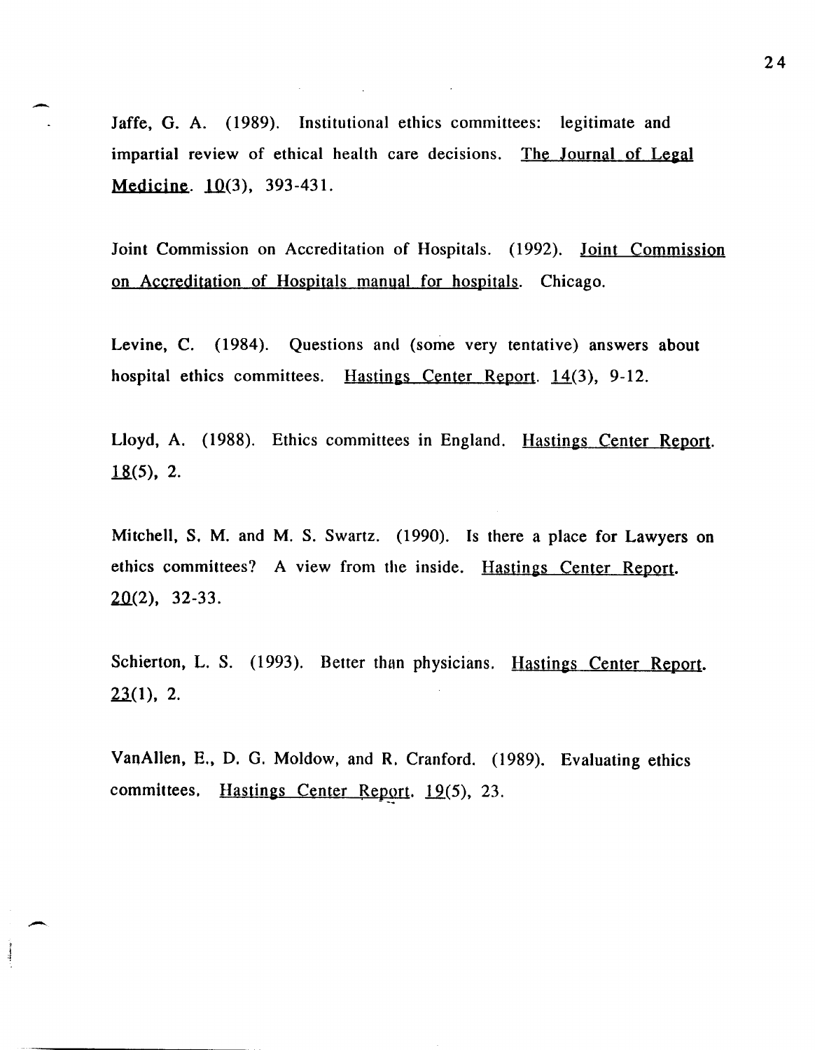Jaffe, G. A. (1989). Institutional ethics committees: legitimate and impartial review of ethical health care decisions. The Journal of Legal Medicine. 10(3), 393-431.

Joint Commission on Accreditation of Hospitals. (1992). Joint Commission on Accreditation of Hospitals manual for hospitals. Chicago.

Levine, C. (1984). Questions and (some very tentative) answers about hospital ethics committees. Hastings Center Report. 14(3), 9-12.

Lloyd, A. (1988). Ethics committees in England. Hastings Center Report. 18(5), 2.

Mitchell, S. M. and M. S. Swartz. (1990). Is there a place for Lawyers on ethics committees? A view from the inside. Hastings Center Report. 20(2), 32-33.

Schierton, L. S. (1993). Better than physicians. Hastings Center Report. 23(1), 2.

VanAllen, E., D. G. Moldow, and R. Cranford. (1989). Evaluating ethics committees. Hastings Center Report. 19(5), 23.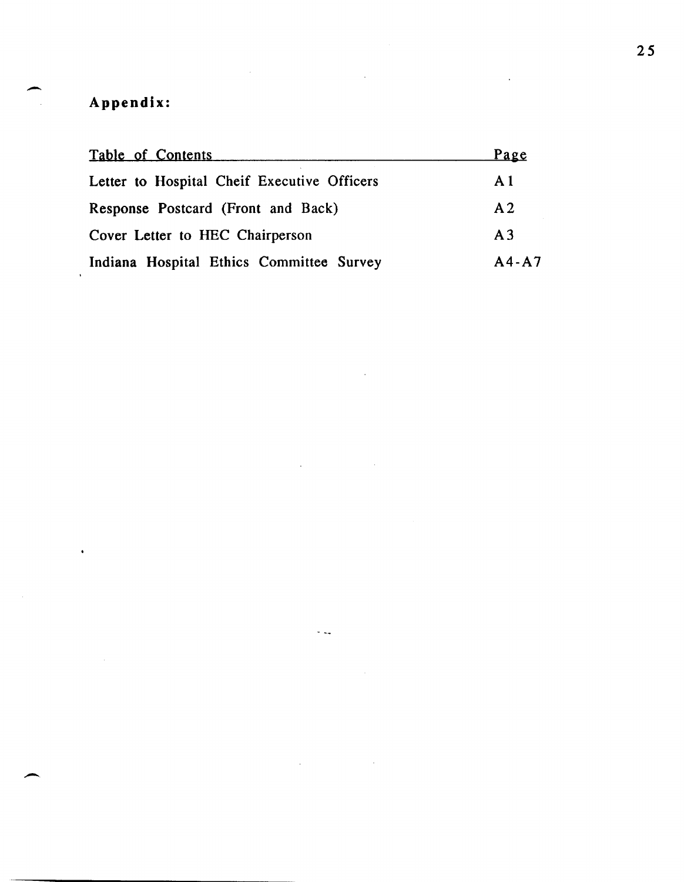# Appendix:

| Table of Contents | Page |
|---|---|
| Letter to Hospital Cheif Executive Officers | A1 |
| Response Postcard (Front and Back) | A2 |
| Cover Letter to HEC Chairperson | A3 |
| Indiana Hospital Ethics Committee Survey | A4-A7 |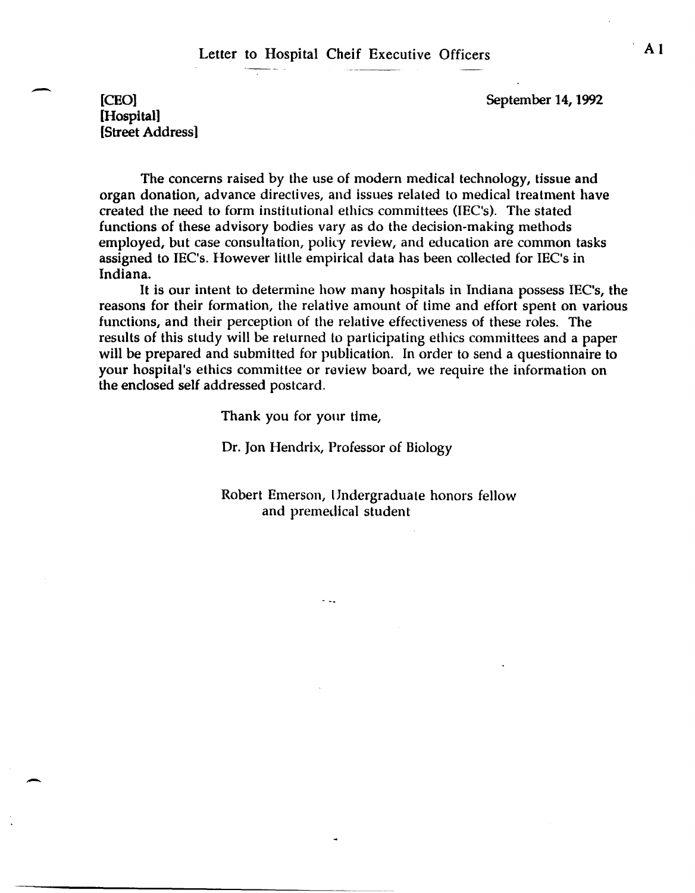# Letter to Hospital Cheif Executive Officers

A1

[CEO]
[Hospital]
[Street Address]

September 14, 1992

The concerns raised by the use of modern medical technology, tissue and organ donation, advance directives, and issues related to medical treatment have created the need to form institutional ethics committees (IEC's). The stated functions of these advisory bodies vary as do the decision-making methods employed, but case consultation, policy review, and education are common tasks assigned to IEC's. However little empirical data has been collected for IEC's in Indiana.

It is our intent to determine how many hospitals in Indiana possess IEC's, the reasons for their formation, the relative amount of time and effort spent on various functions, and their perception of the relative effectiveness of these roles. The results of this study will be returned to participating ethics committees and a paper will be prepared and submitted for publication. In order to send a questionnaire to your hospital's ethics committee or review board, we require the information on the enclosed self addressed postcard.

Thank you for your time,

Dr. Jon Hendrix, Professor of Biology

Robert Emerson, Undergraduate honors fellow and premedical student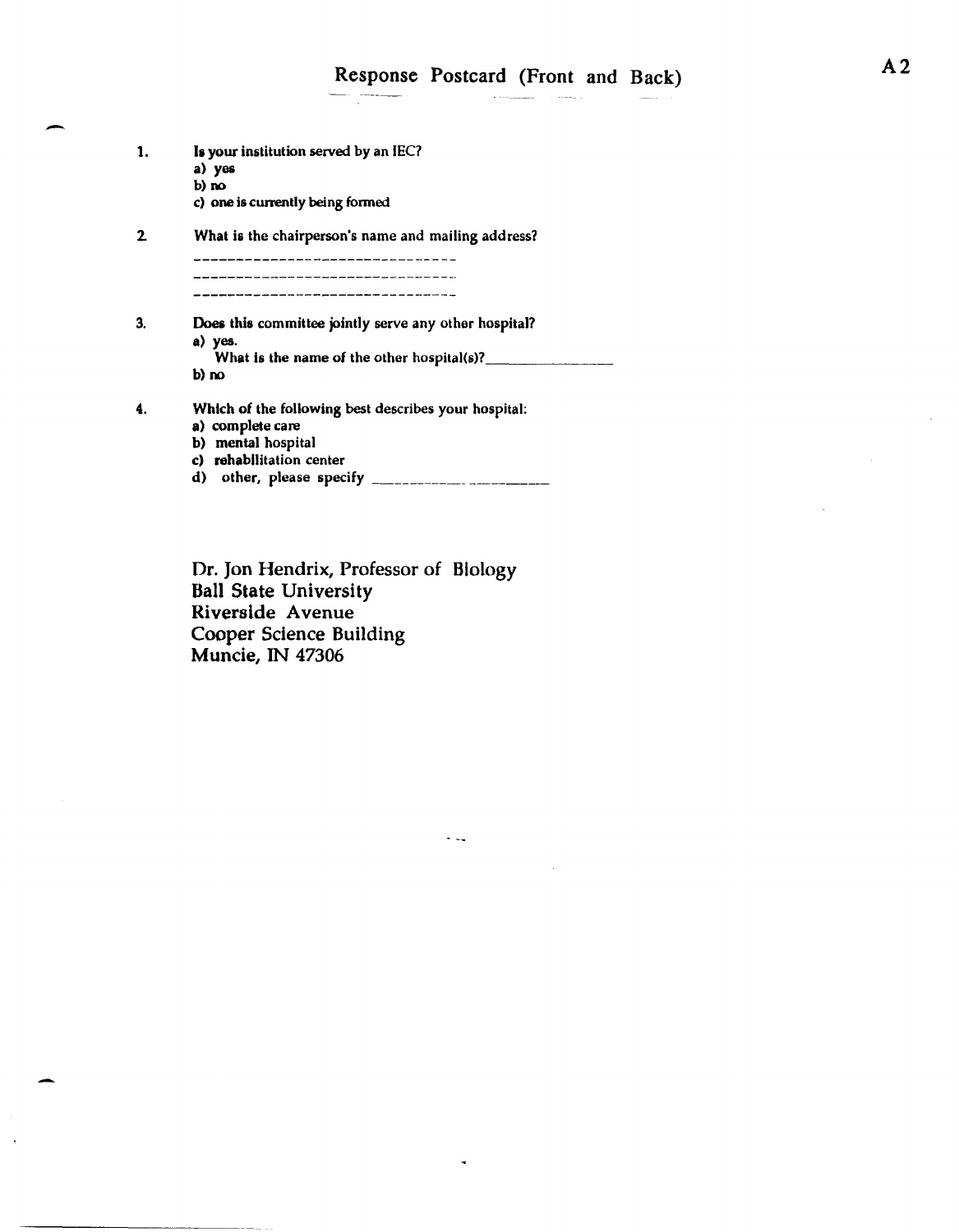## Response Postcard (Front and Back)

1. Is your institution served by an IEC?
   a) yes
   b) no
   c) one is currently being formed

2. What is the chairperson's name and mailing address?

   ________________________________
   ________________________________
   ________________________________

3. Does this committee jointly serve any other hospital?
   a) yes.
      What is the name of the other hospital(s)?________________
   b) no

4. Which of the following best describes your hospital:
   a) complete care
   b) mental hospital
   c) rehabilitation center
   d) other, please specify ________________________

Dr. Jon Hendrix, Professor of Biology
Ball State University
Riverside Avenue
Cooper Science Building
Muncie, IN 47306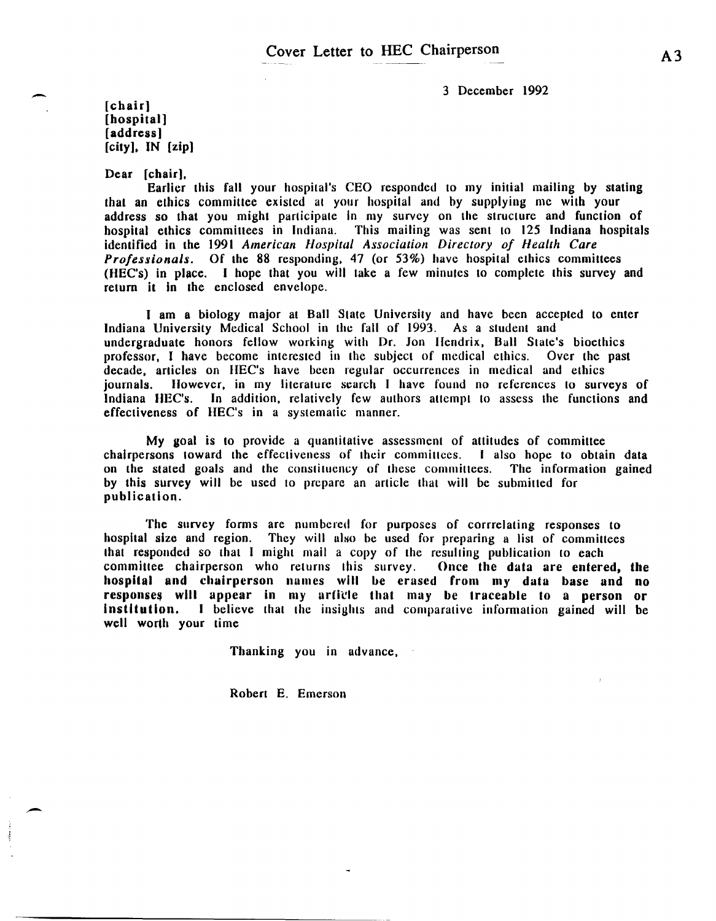## Cover Letter to HEC Chairperson

A3

3 December 1992

[chair]
[hospital]
[address]
[city], IN [zip]

Dear [chair],

Earlier this fall your hospital's CEO responded to my initial mailing by stating that an ethics committee existed at your hospital and by supplying me with your address so that you might participate in my survey on the structure and function of hospital ethics committees in Indiana. This mailing was sent to 125 Indiana hospitals identified in the 1991 *American Hospital Association Directory of Health Care Professionals*. Of the 88 responding, 47 (or 53%) have hospital ethics committees (HEC's) in place. I hope that you will take a few minutes to complete this survey and return it in the enclosed envelope.

I am a biology major at Ball State University and have been accepted to enter Indiana University Medical School in the fall of 1993. As a student and undergraduate honors fellow working with Dr. Jon Hendrix, Ball State's bioethics professor, I have become interested in the subject of medical ethics. Over the past decade, articles on HEC's have been regular occurrences in medical and ethics journals. However, in my literature search I have found no references to surveys of Indiana HEC's. In addition, relatively few authors attempt to assess the functions and effectiveness of HEC's in a systematic manner.

My goal is to provide a quantitative assessment of attitudes of committee chairpersons toward the effectiveness of their committees. I also hope to obtain data on the stated goals and the constituency of these committees. The information gained by this survey will be used to prepare an article that will be submitted for publication.

The survey forms are numbered for purposes of corrrelating responses to hospital size and region. They will also be used for preparing a list of committees that responded so that I might mail a copy of the resulting publication to each committee chairperson who returns this survey. **Once the data are entered, the hospital and chairperson names will be erased from my data base and no responses will appear in my article that may be traceable to a person or institution.** I believe that the insights and comparative information gained will be well worth your time

Thanking you in advance,

Robert E. Emerson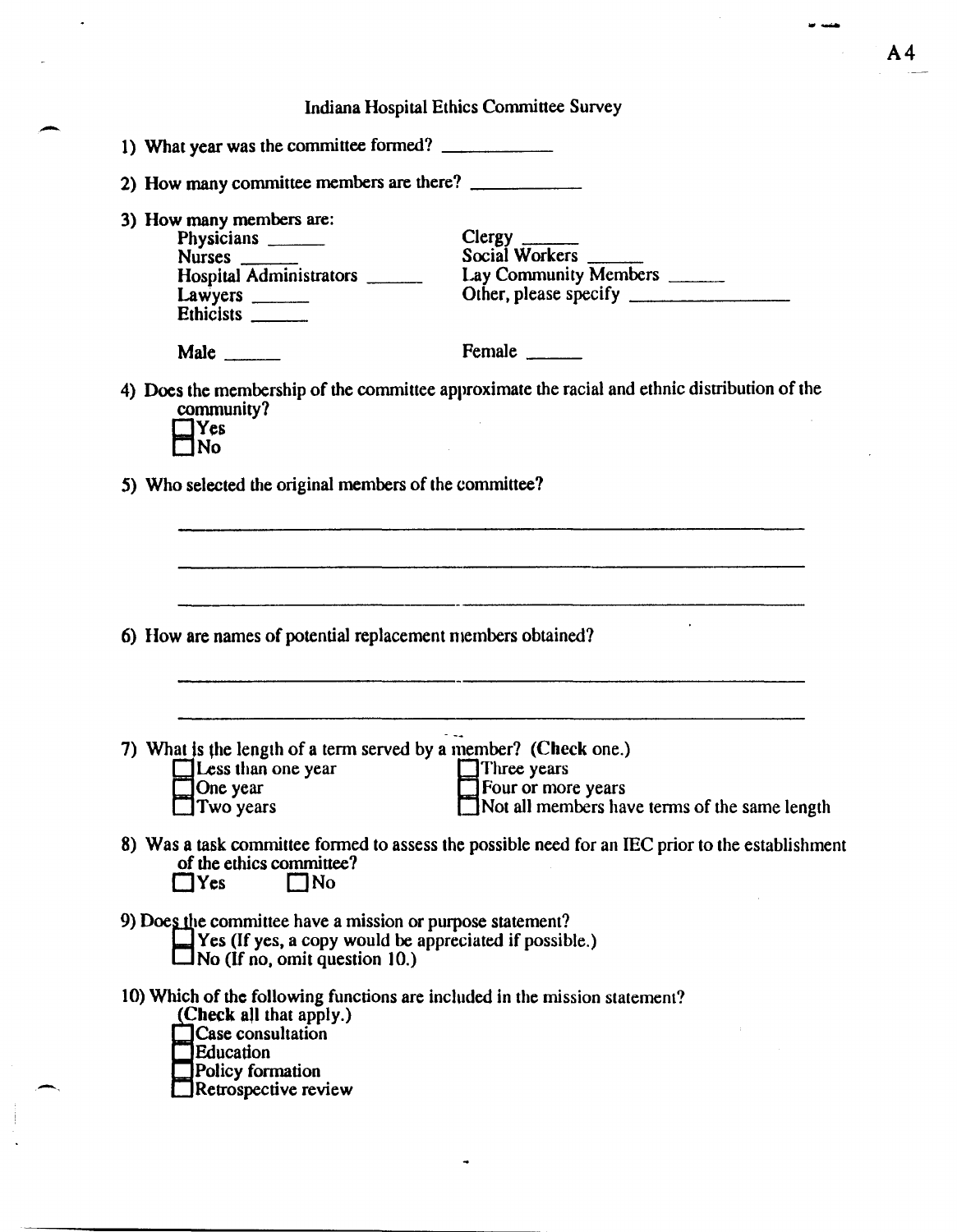A4

# Indiana Hospital Ethics Committee Survey

1) What year was the committee formed? ___________

2) How many committee members are there? ___________

3) How many members are:

   Physicians ______
   Nurses ______
   Hospital Administrators ______
   Lawyers ______
   Ethicists ______
   Clergy ______
   Social Workers ______
   Lay Community Members ______
   Other, please specify ________________

   Male ______
   Female ______

4) Does the membership of the committee approximate the racial and ethnic distribution of the community?
   - ☐ Yes
   - ☐ No

5) Who selected the original members of the committee?

   ___________________________________________

   ___________________________________________

   ___________________________________________

6) How are names of potential replacement members obtained?

   ___________________________________________

   ___________________________________________

7) What is the length of a term served by a member? (**Check** one.)
   - ☐ Less than one year
   - ☐ One year
   - ☐ Two years
   - ☐ Three years
   - ☐ Four or more years
   - ☐ Not all members have terms of the same length

8) Was a task committee formed to assess the possible need for an IEC prior to the establishment of the ethics committee?
   - ☐ Yes
   - ☐ No

9) Does the committee have a mission or purpose statement?
   - ☐ Yes (If yes, a copy would be appreciated if possible.)
   - ☐ No (If no, omit question 10.)

10) Which of the following functions are included in the mission statement? (**Check** all that apply.)
    - ☐ Case consultation
    - ☐ Education
    - ☐ Policy formation
    - ☐ Retrospective review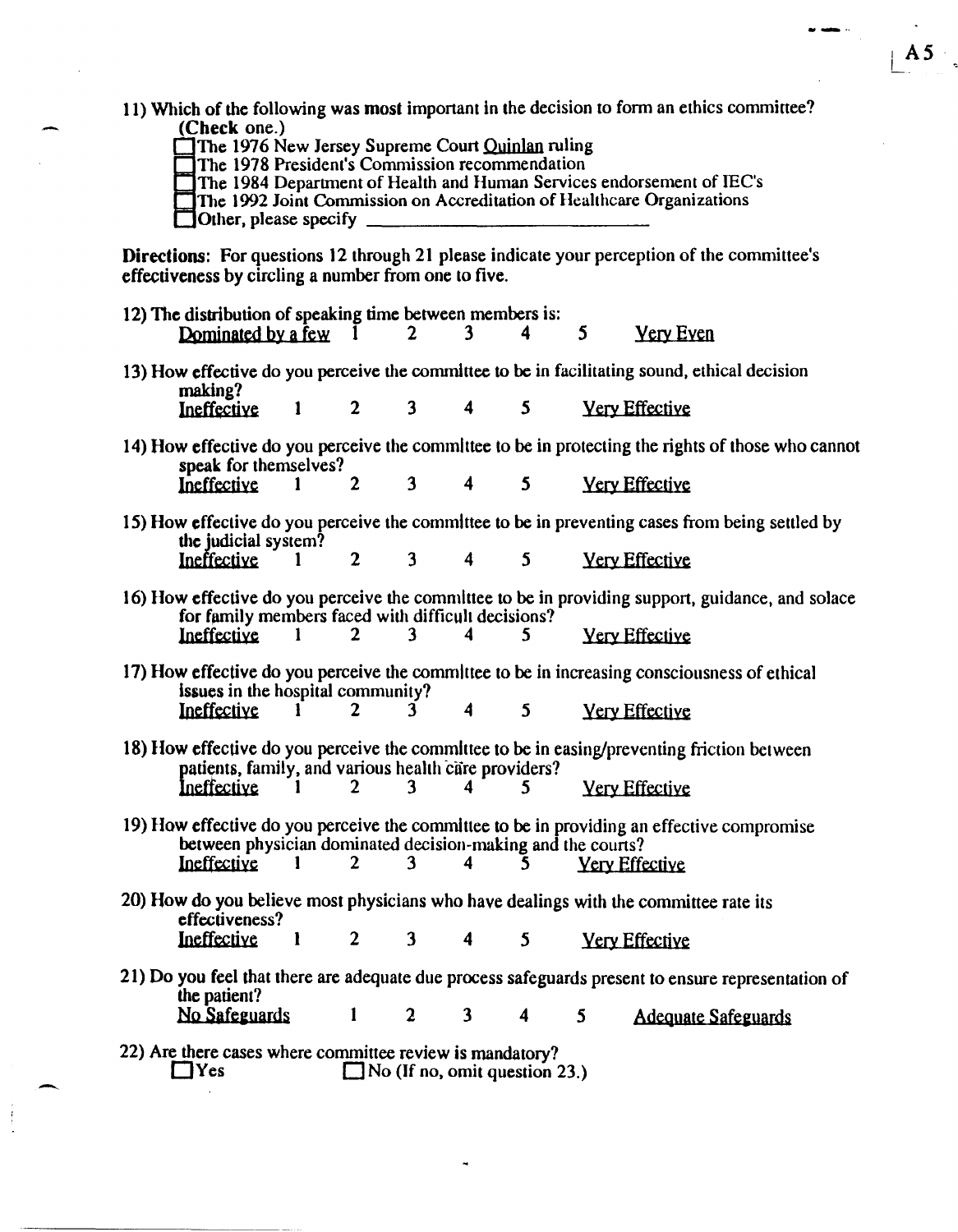11) Which of the following was most important in the decision to form an ethics committee? **(Check one.)**

- ☐ The 1976 New Jersey Supreme Court Quinlan ruling
- ☐ The 1978 President's Commission recommendation
- ☐ The 1984 Department of Health and Human Services endorsement of IEC's
- ☐ The 1992 Joint Commission on Accreditation of Healthcare Organizations
- ☐ Other, please specify \_\_\_\_\_\_\_\_\_\_\_\_\_\_\_\_\_\_\_\_\_\_\_\_\_\_\_\_\_\_

**Directions:** For questions 12 through 21 please indicate your perception of the committee's effectiveness by circling a number from one to five.

12) The distribution of speaking time between members is:

Dominated by a few 1 2 3 4 5 Very Even

13) How effective do you perceive the committee to be in facilitating sound, ethical decision making?

Ineffective 1 2 3 4 5 Very Effective

14) How effective do you perceive the committee to be in protecting the rights of those who cannot speak for themselves?

Ineffective 1 2 3 4 5 Very Effective

15) How effective do you perceive the committee to be in preventing cases from being settled by the judicial system?

Ineffective 1 2 3 4 5 Very Effective

16) How effective do you perceive the committee to be in providing support, guidance, and solace for family members faced with difficult decisions?

Ineffective 1 2 3 4 5 Very Effective

17) How effective do you perceive the committee to be in increasing consciousness of ethical issues in the hospital community?

Ineffective 1 2 3 4 5 Very Effective

18) How effective do you perceive the committee to be in easing/preventing friction between patients, family, and various health care providers?

Ineffective 1 2 3 4 5 Very Effective

19) How effective do you perceive the committee to be in providing an effective compromise between physician dominated decision-making and the courts?

Ineffective 1 2 3 4 5 Very Effective

20) How do you believe most physicians who have dealings with the committee rate its effectiveness?

Ineffective 1 2 3 4 5 Very Effective

21) Do you feel that there are adequate due process safeguards present to ensure representation of the patient?

No Safeguards 1 2 3 4 5 Adequate Safeguards

22) Are there cases where committee review is mandatory?

☐ Yes ☐ No (If no, omit question 23.)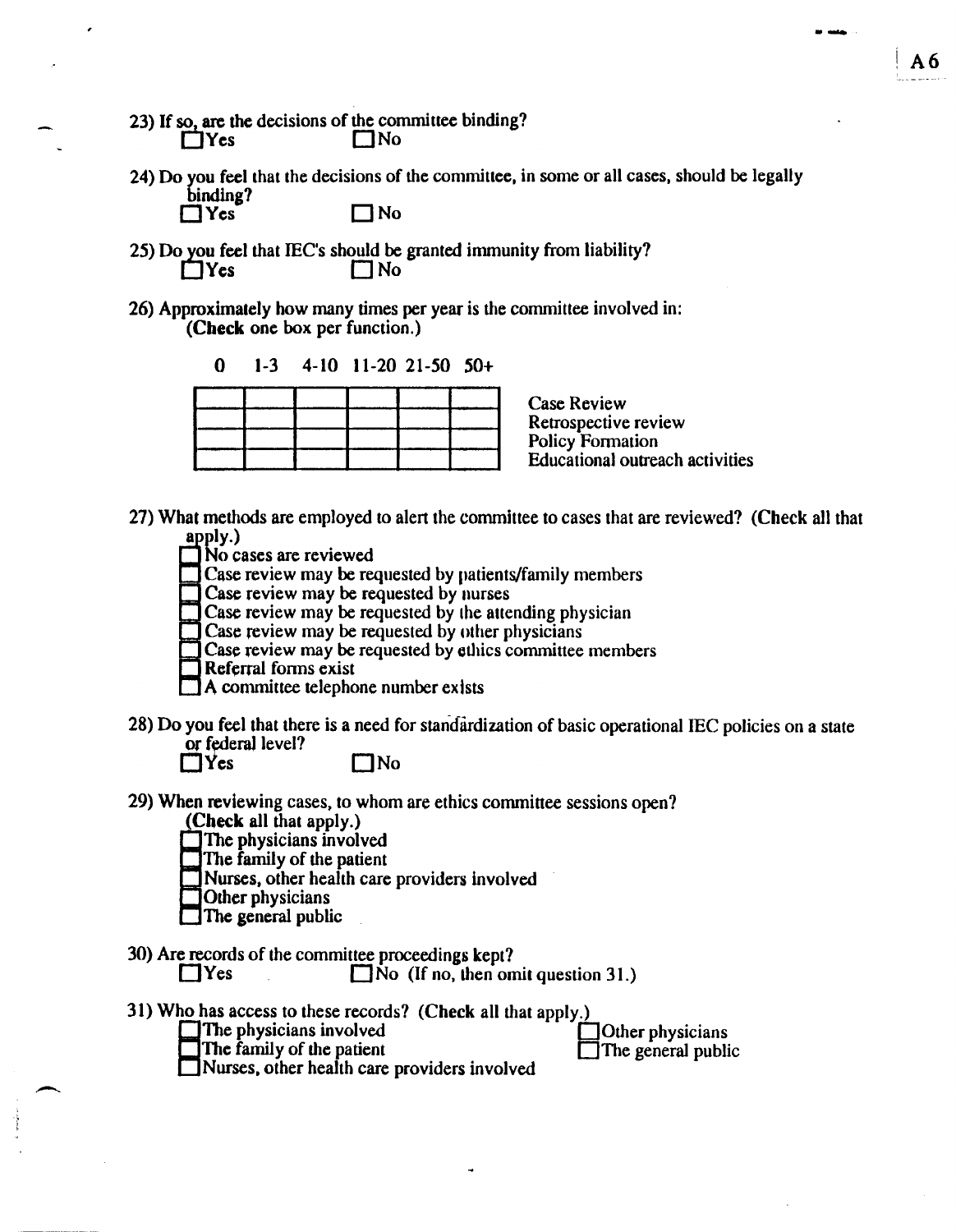23) If so, are the decisions of the committee binding?

☐ Yes ☐ No

24) Do you feel that the decisions of the committee, in some or all cases, should be legally binding?

☐ Yes ☐ No

25) Do you feel that IEC's should be granted immunity from liability?

☐ Yes ☐ No

26) Approximately how many times per year is the committee involved in:
**(Check one box per function.)**

| 0 | 1-3 | 4-10 | 11-20 | 21-50 | 50+ | |
|---|---|---|---|---|---|---|
| | | | | | | Case Review |
| | | | | | | Retrospective review |
| | | | | | | Policy Formation |
| | | | | | | Educational outreach activities |

27) What methods are employed to alert the committee to cases that are reviewed? **(Check all that apply.)**

☐ No cases are reviewed
☐ Case review may be requested by patients/family members
☐ Case review may be requested by nurses
☐ Case review may be requested by the attending physician
☐ Case review may be requested by other physicians
☐ Case review may be requested by ethics committee members
☐ Referral forms exist
☐ A committee telephone number exists

28) Do you feel that there is a need for standardization of basic operational IEC policies on a state or federal level?

☐ Yes ☐ No

29) When reviewing cases, to whom are ethics committee sessions open?
**(Check all that apply.)**

☐ The physicians involved
☐ The family of the patient
☐ Nurses, other health care providers involved
☐ Other physicians
☐ The general public

30) Are records of the committee proceedings kept?

☐ Yes ☐ No (If no, then omit question 31.)

31) Who has access to these records? **(Check all that apply.)**

☐ The physicians involved
☐ The family of the patient
☐ Nurses, other health care providers involved
☐ Other physicians
☐ The general public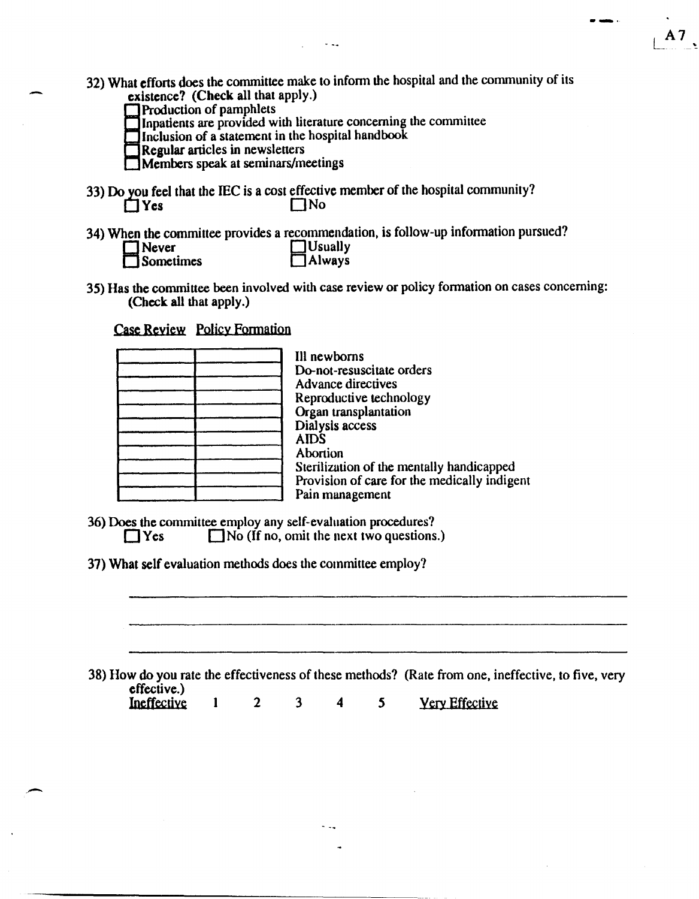32) What efforts does the committee make to inform the hospital and the community of its existence? (Check all that apply.)

- ☐ Production of pamphlets
- ☐ Inpatients are provided with literature concerning the committee
- ☐ Inclusion of a statement in the hospital handbook
- ☐ Regular articles in newsletters
- ☐ Members speak at seminars/meetings

33) Do you feel that the IEC is a cost effective member of the hospital community?

☐ Yes ☐ No

34) When the committee provides a recommendation, is follow-up information pursued?

☐ Never ☐ Usually
☐ Sometimes ☐ Always

35) Has the committee been involved with case review or policy formation on cases concerning: (Check all that apply.)

| Case Review | Policy Formation | |
|---|---|---|
| | | Ill newborns |
| | | Do-not-resuscitate orders |
| | | Advance directives |
| | | Reproductive technology |
| | | Organ transplantation |
| | | Dialysis access |
| | | AIDS |
| | | Abortion |
| | | Sterilization of the mentally handicapped |
| | | Provision of care for the medically indigent |
| | | Pain management |

36) Does the committee employ any self-evaluation procedures?

☐ Yes ☐ No (If no, omit the next two questions.)

37) What self evaluation methods does the committee employ?

______________________________________________

______________________________________________

______________________________________________

38) How do you rate the effectiveness of these methods? (Rate from one, ineffective, to five, very effective.)

Ineffective 1 2 3 4 5 Very Effective